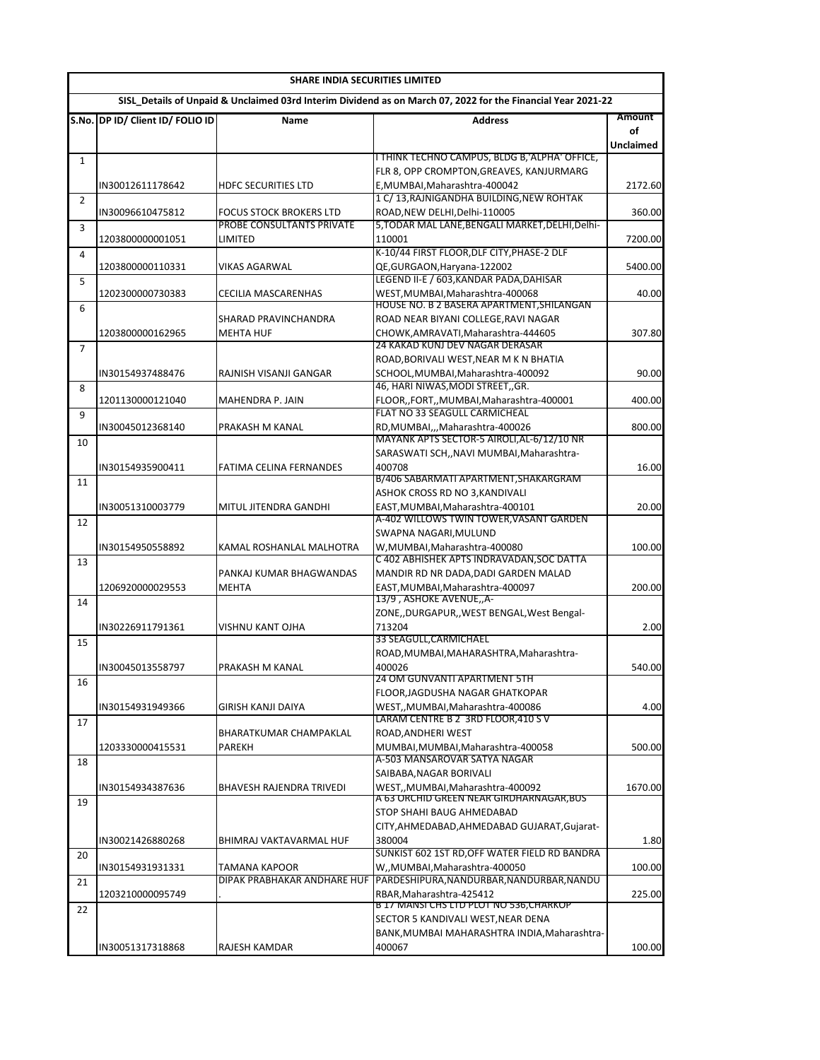| SHARE INDIA SECURITIES LIMITED | | | | |
|---|---|---|---|---|
| SISL_Details of Unpaid & Unclaimed 03rd Interim Dividend as on March 07, 2022 for the Financial Year 2021-22 | | | | |
| S.No. | DP ID/ Client ID/ FOLIO ID | Name | Address | Amount of Unclaimed |
| 1 | IN30012611178642 | HDFC SECURITIES LTD | I THINK TECHNO CAMPUS, BLDG B,'ALPHA' OFFICE, FLR 8, OPP CROMPTON,GREAVES, KANJURMARG E,MUMBAI,Maharashtra-400042 | 2172.60 |
| 2 | IN30096610475812 | FOCUS STOCK BROKERS LTD | 1 C/ 13,RAJNIGANDHA BUILDING,NEW ROHTAK ROAD,NEW DELHI,Delhi-110005 | 360.00 |
| 3 | 1203800000001051 | PROBE CONSULTANTS PRIVATE LIMITED | 5,TODAR MAL LANE,BENGALI MARKET,DELHI,Delhi-110001 | 7200.00 |
| 4 | 1203800000110331 | VIKAS AGARWAL | K-10/44 FIRST FLOOR,DLF CITY,PHASE-2 DLF QE,GURGAON,Haryana-122002 | 5400.00 |
| 5 | 1202300000730383 | CECILIA MASCARENHAS | LEGEND II-E / 603,KANDAR PADA,DAHISAR WEST,MUMBAI,Maharashtra-400068 | 40.00 |
| 6 | 1203800000162965 | SHARAD PRAVINCHANDRA MEHTA HUF | HOUSE NO. B 2 BASERA APARTMENT,SHILANGAN ROAD NEAR BIYANI COLLEGE,RAVI NAGAR CHOWK,AMRAVATI,Maharashtra-444605 | 307.80 |
| 7 | IN30154937488476 | RAJNISH VISANJI GANGAR | 24 KAKAD KUNJ DEV NAGAR DERASAR ROAD,BORIVALI WEST,NEAR M K N BHATIA SCHOOL,MUMBAI,Maharashtra-400092 | 90.00 |
| 8 | 1201130000121040 | MAHENDRA P. JAIN | 46, HARI NIWAS,MODI STREET,,GR. FLOOR,,FORT,,MUMBAI,Maharashtra-400001 | 400.00 |
| 9 | IN30045012368140 | PRAKASH M KANAL | FLAT NO 33 SEAGULL CARMICHEAL RD,MUMBAI,,,Maharashtra-400026 | 800.00 |
| 10 | IN30154935900411 | FATIMA CELINA FERNANDES | MAYANK APTS SECTOR-5 AIROLI,AL-6/12/10 NR SARASWATI SCH,,NAVI MUMBAI,Maharashtra-400708 | 16.00 |
| 11 | IN30051310003779 | MITUL JITENDRA GANDHI | B/406 SABARMATI APARTMENT,SHAKARGRAM ASHOK CROSS RD NO 3,KANDIVALI EAST,MUMBAI,Maharashtra-400101 | 20.00 |
| 12 | IN30154950558892 | KAMAL ROSHANLAL MALHOTRA | A-402 WILLOWS TWIN TOWER,VASANT GARDEN SWAPNA NAGARI,MULUND W,MUMBAI,Maharashtra-400080 | 100.00 |
| 13 | 1206920000029553 | PANKAJ KUMAR BHAGWANDAS MEHTA | C 402 ABHISHEK APTS INDRAVADAN,SOC DATTA MANDIR RD NR DADA,DADI GARDEN MALAD EAST,MUMBAI,Maharashtra-400097 | 200.00 |
| 14 | IN30226911791361 | VISHNU KANT OJHA | 13/9 , ASHOKE AVENUE,,A-ZONE,,DURGAPUR,,WEST BENGAL,West Bengal-713204 | 2.00 |
| 15 | IN30045013558797 | PRAKASH M KANAL | 33 SEAGULL,CARMICHAEL ROAD,MUMBAI,MAHARASHTRA,Maharashtra-400026 | 540.00 |
| 16 | IN30154931949366 | GIRISH KANJI DAIYA | 24 OM GUNVANTI APARTMENT 5TH FLOOR,JAGDUSHA NAGAR GHATKOPAR WEST,,MUMBAI,Maharashtra-400086 | 4.00 |
| 17 | 1203330000415531 | BHARATKUMAR CHAMPAKLAL PAREKH | LARAM CENTRE B 2 3RD FLOOR,410 S V ROAD,ANDHERI WEST MUMBAI,MUMBAI,Maharashtra-400058 | 500.00 |
| 18 | IN30154934387636 | BHAVESH RAJENDRA TRIVEDI | A-503 MANSAROVAR SATYA NAGAR SAIBABA,NAGAR BORIVALI WEST,,MUMBAI,Maharashtra-400092 | 1670.00 |
| 19 | IN30021426880268 | BHIMRAJ VAKTAVARMAL HUF | A 63 ORCHID GREEN NEAR GIRDHARNAGAR,BUS STOP SHAHI BAUG AHMEDABAD CITY,AHMEDABAD,AHMEDABAD GUJARAT,Gujarat-380004 | 1.80 |
| 20 | IN30154931931331 | TAMANA KAPOOR | SUNKIST 602 1ST RD,OFF WATER FIELD RD BANDRA W,,MUMBAI,Maharashtra-400050 | 100.00 |
| 21 | 1203210000095749 | DIPAK PRABHAKAR ANDHARE HUF . | PARDESHIPURA,NANDURBAR,NANDURBAR,NANDURBAR,Maharashtra-425412 | 225.00 |
| 22 | IN30051317318868 | RAJESH KAMDAR | B 17 MANSI CHS LTD PLOT NO 536,CHARKOP SECTOR 5 KANDIVALI WEST,NEAR DENA BANK,MUMBAI MAHARASHTRA INDIA,Maharashtra-400067 | 100.00 |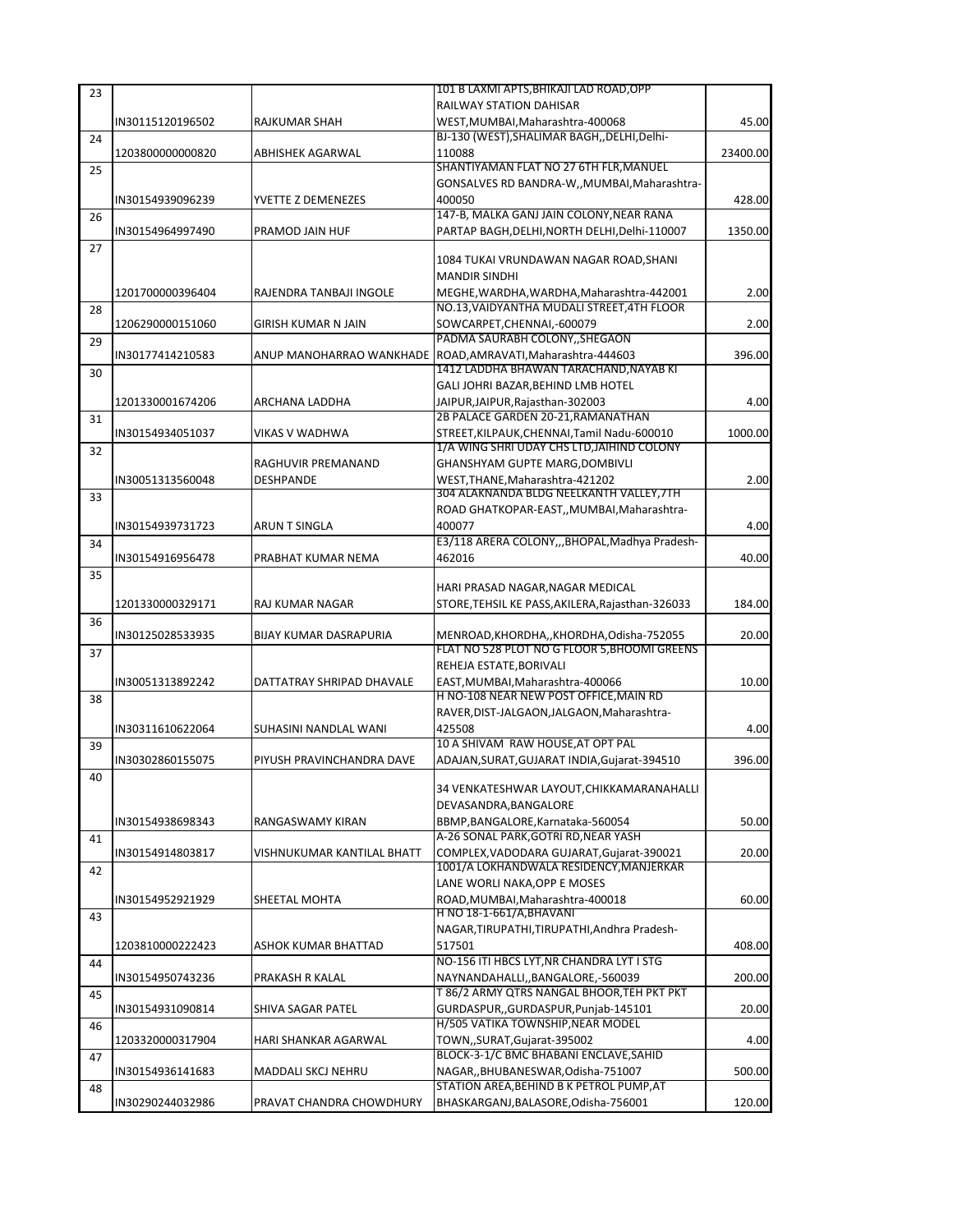| | | | | |
|---|---|---|---|---|
| 23 | IN30115120196502 | RAJKUMAR SHAH | 101 B LAXMI APTS,BHIKAJI LAD ROAD,OPP RAILWAY STATION DAHISAR WEST,MUMBAI,Maharashtra-400068 | 45.00 |
| 24 | 1203800000000820 | ABHISHEK AGARWAL | BJ-130 (WEST),SHALIMAR BAGH,,DELHI,Delhi-110088 | 23400.00 |
| 25 | IN30154939096239 | YVETTE Z DEMENEZES | SHANTIYAMAN FLAT NO 27 6TH FLR,MANUEL GONSALVES RD BANDRA-W,,MUMBAI,Maharashtra-400050 | 428.00 |
| 26 | IN30154964997490 | PRAMOD JAIN HUF | 147-B, MALKA GANJ JAIN COLONY,NEAR RANA PARTAP BAGH,DELHI,NORTH DELHI,Delhi-110007 | 1350.00 |
| 27 | 1201700000396404 | RAJENDRA TANBAJI INGOLE | 1084 TUKAI VRUNDAWAN NAGAR ROAD,SHANI MANDIR SINDHI MEGHE,WARDHA,WARDHA,Maharashtra-442001 | 2.00 |
| 28 | 1206290000151060 | GIRISH KUMAR N JAIN | NO.13,VAIDYANTHA MUDALI STREET,4TH FLOOR SOWCARPET,CHENNAI,-600079 | 2.00 |
| 29 | IN30177414210583 | ANUP MANOHARRAO WANKHADE | PADMA SAURABH COLONY,,SHEGAON ROAD,AMRAVATI,Maharashtra-444603 | 396.00 |
| 30 | 1201330001674206 | ARCHANA LADDHA | 1412 LADDHA BHAWAN TARACHAND,NAYAB KI GALI JOHRI BAZAR,BEHIND LMB HOTEL JAIPUR,JAIPUR,Rajasthan-302003 | 4.00 |
| 31 | IN30154934051037 | VIKAS V WADHWA | 2B PALACE GARDEN 20-21,RAMANATHAN STREET,KILPAUK,CHENNAI,Tamil Nadu-600010 | 1000.00 |
| 32 | IN30051313560048 | RAGHUVIR PREMANAND DESHPANDE | 1/A WING SHRI UDAY CHS LTD,JAIHIND COLONY GHANSHYAM GUPTE MARG,DOMBIVLI WEST,THANE,Maharashtra-421202 | 2.00 |
| 33 | IN30154939731723 | ARUN T SINGLA | 304 ALAKNANDA BLDG NEELKANTH VALLEY,7TH ROAD GHATKOPAR-EAST,,MUMBAI,Maharashtra-400077 | 4.00 |
| 34 | IN30154916956478 | PRABHAT KUMAR NEMA | E3/118 ARERA COLONY,,,BHOPAL,Madhya Pradesh-462016 | 40.00 |
| 35 | 1201330000329171 | RAJ KUMAR NAGAR | HARI PRASAD NAGAR,NAGAR MEDICAL STORE,TEHSIL KE PASS,AKILERA,Rajasthan-326033 | 184.00 |
| 36 | IN30125028533935 | BIJAY KUMAR DASRAPURIA | MENROAD,KHORDHA,,KHORDHA,Odisha-752055 | 20.00 |
| 37 | IN30051313892242 | DATTATRAY SHRIPAD DHAVALE | FLAT NO 528 PLOT NO G FLOOR 5,BHOOMI GREENS REHEJA ESTATE,BORIVALI EAST,MUMBAI,Maharashtra-400066 | 10.00 |
| 38 | IN30311610622064 | SUHASINI NANDLAL WANI | H NO-108 NEAR NEW POST OFFICE,MAIN RD RAVER,DIST-JALGAON,JALGAON,Maharashtra-425508 | 4.00 |
| 39 | IN30302860155075 | PIYUSH PRAVINCHANDRA DAVE | 10 A SHIVAM RAW HOUSE,AT OPT PAL ADAJAN,SURAT,GUJARAT INDIA,Gujarat-394510 | 396.00 |
| 40 | IN30154938698343 | RANGASWAMY KIRAN | 34 VENKATESHWAR LAYOUT,CHIKKAMARANAHALLI DEVASANDRA,BANGALORE BBMP,BANGALORE,Karnataka-560054 | 50.00 |
| 41 | IN30154914803817 | VISHNUKUMAR KANTILAL BHATT | A-26 SONAL PARK,GOTRI RD,NEAR YASH COMPLEX,VADODARA GUJARAT,Gujarat-390021 | 20.00 |
| 42 | IN30154952921929 | SHEETAL MOHTA | 1001/A LOKHANDWALA RESIDENCY,MANJERKAR LANE WORLI NAKA,OPP E MOSES ROAD,MUMBAI,Maharashtra-400018 | 60.00 |
| 43 | 1203810000222423 | ASHOK KUMAR BHATTAD | H NO 18-1-661/A,BHAVANI NAGAR,TIRUPATHI,TIRUPATHI,Andhra Pradesh-517501 | 408.00 |
| 44 | IN30154950743236 | PRAKASH R KALAL | NO-156 ITI HBCS LYT,NR CHANDRA LYT I STG NAYNANDAHALLI,,BANGALORE,-560039 | 200.00 |
| 45 | IN30154931090814 | SHIVA SAGAR PATEL | T 86/2 ARMY QTRS NANGAL BHOOR,TEH PKT PKT GURDASPUR,,GURDASPUR,Punjab-145101 | 20.00 |
| 46 | 1203320000317904 | HARI SHANKAR AGARWAL | H/505 VATIKA TOWNSHIP,NEAR MODEL TOWN,,SURAT,Gujarat-395002 | 4.00 |
| 47 | IN30154936141683 | MADDALI SKCJ NEHRU | BLOCK-3-1/C BMC BHABANI ENCLAVE,SAHID NAGAR,,BHUBANESWAR,Odisha-751007 | 500.00 |
| 48 | IN30290244032986 | PRAVAT CHANDRA CHOWDHURY | STATION AREA,BEHIND B K PETROL PUMP,AT BHASKARGANJ,BALASORE,Odisha-756001 | 120.00 |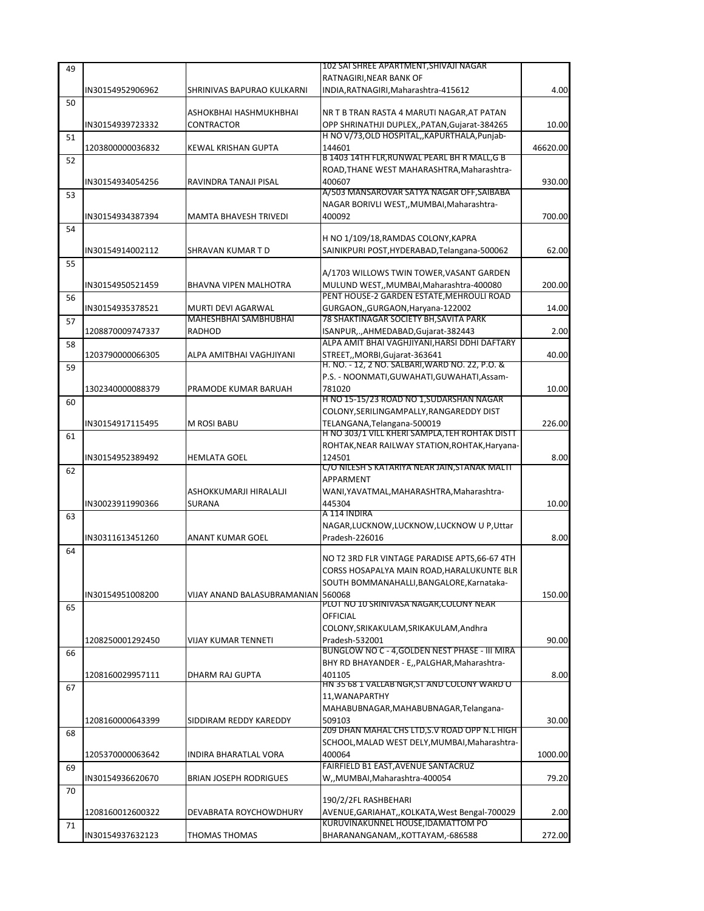| 49 | IN30154952906962 | SHRINIVAS BAPURAO KULKARNI | 102 SAI SHREE APARTMENT,SHIVAJI NAGAR RATNAGIRI,NEAR BANK OF INDIA,RATNAGIRI,Maharashtra-415612 | 4.00 |
|---|---|---|---|---|
| 50 | IN30154939723332 | ASHOKBHAI HASHMUKHBHAI CONTRACTOR | NR T B TRAN RASTA 4 MARUTI NAGAR,AT PATAN OPP SHRINATHJI DUPLEX,,PATAN,Gujarat-384265 | 10.00 |
| 51 | 1203800000036832 | KEWAL KRISHAN GUPTA | H NO V/73,OLD HOSPITAL,,KAPURTHALA,Punjab-144601 | 46620.00 |
| 52 | IN30154934054256 | RAVINDRA TANAJI PISAL | B 1403 14TH FLR,RUNWAL PEARL BH R MALL,G B ROAD,THANE WEST MAHARASHTRA,Maharashtra-400607 | 930.00 |
| 53 | IN30154934387394 | MAMTA BHAVESH TRIVEDI | A/503 MANSAROVAR SATYA NAGAR OFF,SAIBABA NAGAR BORIVLI WEST,,MUMBAI,Maharashtra-400092 | 700.00 |
| 54 | IN30154914002112 | SHRAVAN KUMAR T D | H NO 1/109/18,RAMDAS COLONY,KAPRA SAINIKPURI POST,HYDERABAD,Telangana-500062 | 62.00 |
| 55 | IN30154950521459 | BHAVNA VIPEN MALHOTRA | A/1703 WILLOWS TWIN TOWER,VASANT GARDEN MULUND WEST,,MUMBAI,Maharashtra-400080 | 200.00 |
| 56 | IN30154935378521 | MURTI DEVI AGARWAL | PENT HOUSE-2 GARDEN ESTATE,MEHROULI ROAD GURGAON,,GURGAON,Haryana-122002 | 14.00 |
| 57 | 1208870009747337 | MAHESHBHAI SAMBHUBHAI RADHOD | 78 SHAKTINAGAR SOCIETY BH,SAVITA PARK ISANPUR,.,AHMEDABAD,Gujarat-382443 | 2.00 |
| 58 | 1203790000066305 | ALPA AMITBHAI VAGHJIYANI | ALPA AMIT BHAI VAGHJIYANI,HARSI DDHI DAFTARY STREET,,MORBI,Gujarat-363641 | 40.00 |
| 59 | 1302340000088379 | PRAMODE KUMAR BARUAH | H. NO. - 12, 2 NO. SALBARI,WARD NO. 22, P.O. & P.S. - NOONMATI,GUWAHATI,GUWAHATI,Assam-781020 | 10.00 |
| 60 | IN30154917115495 | M ROSI BABU | H NO 15-15/23 ROAD NO 1,SUDARSHAN NAGAR COLONY,SERILINGAMPALLY,RANGAREDDY DIST TELANGANA,Telangana-500019 | 226.00 |
| 61 | IN30154952389492 | HEMLATA GOEL | H NO 303/1 VILL KHERI SAMPLA,TEH ROHTAK DISTT ROHTAK,NEAR RAILWAY STATION,ROHTAK,Haryana-124501 | 8.00 |
| 62 | IN30023911990366 | ASHOKKUMARJI HIRALALJI SURANA | C/O NILESH S KATARIYA NEAR JAIN,STANAK MALTI APPARMENT WANI,YAVATMAL,MAHARASHTRA,Maharashtra-445304 | 10.00 |
| 63 | IN30311613451260 | ANANT KUMAR GOEL | A 114 INDIRA NAGAR,LUCKNOW,LUCKNOW,LUCKNOW U P,Uttar Pradesh-226016 | 8.00 |
| 64 | IN30154951008200 | VIJAY ANAND BALASUBRAMANIAN | NO T2 3RD FLR VINTAGE PARADISE APTS,66-67 4TH CORSS HOSAPALYA MAIN ROAD,HARALUKUNTE BLR SOUTH BOMMANAHALLI,BANGALORE,Karnataka-560068 | 150.00 |
| 65 | 1208250001292450 | VIJAY KUMAR TENNETI | PLOT NO 10 SRINIVASA NAGAR,COLONY NEAR OFFICIAL COLONY,SRIKAKULAM,SRIKAKULAM,Andhra Pradesh-532001 | 90.00 |
| 66 | 1208160029957111 | DHARM RAJ GUPTA | BUNGLOW NO C - 4,GOLDEN NEST PHASE - III MIRA BHY RD BHAYANDER - E,,PALGHAR,Maharashtra-401105 | 8.00 |
| 67 | 1208160000643399 | SIDDIRAM REDDY KAREDDY | HN 35 68 1 VALLAB NGR,ST AND COLONY WARD O 11,WANAPARTHY MAHABUBNAGAR,MAHABUBNAGAR,Telangana-509103 | 30.00 |
| 68 | 1205370000063642 | INDIRA BHARATLAL VORA | 209 DHAN MAHAL CHS LTD,S.V ROAD OPP N.L HIGH SCHOOL,MALAD WEST DELY,MUMBAI,Maharashtra-400064 | 1000.00 |
| 69 | IN30154936620670 | BRIAN JOSEPH RODRIGUES | FAIRFIELD B1 EAST,AVENUE SANTACRUZ W,,MUMBAI,Maharashtra-400054 | 79.20 |
| 70 | 1208160012600322 | DEVABRATA ROYCHOWDHURY | 190/2/2FL RASHBEHARI AVENUE,GARIAHAT,,KOLKATA,West Bengal-700029 | 2.00 |
| 71 | IN30154937632123 | THOMAS THOMAS | KURUVINAKUNNEL HOUSE,IDAMATTOM PO BHARANANGANAM,,KOTTAYAM,-686588 | 272.00 |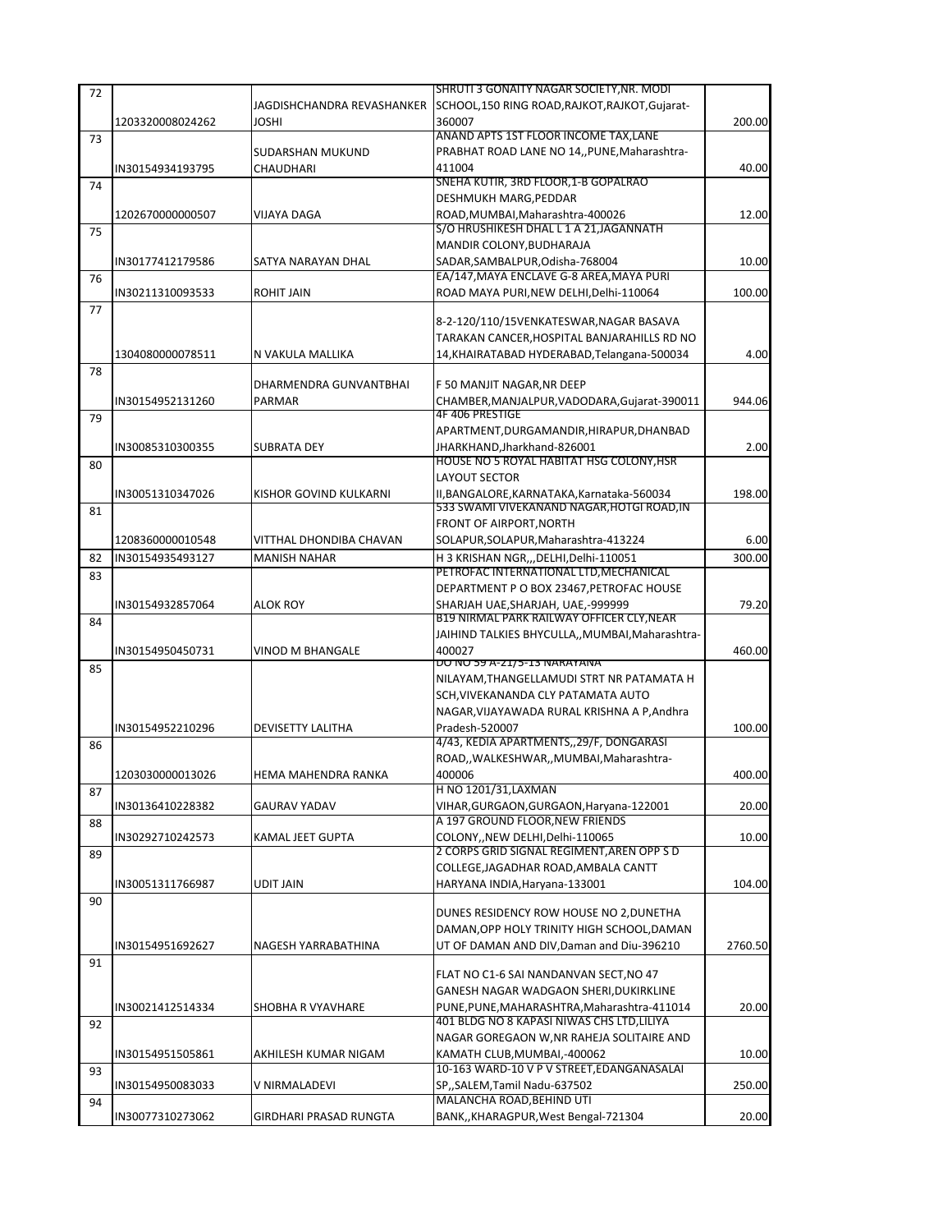| | | | | |
|---|---|---|---|---|
| 72 | 1203320008024262 | JAGDISHCHANDRA REVASHANKER JOSHI | SHRUTI 3 GONAITY NAGAR SOCIETY,NR. MODI SCHOOL,150 RING ROAD,RAJKOT,RAJKOT,Gujarat-360007 | 200.00 |
| 73 | IN30154934193795 | SUDARSHAN MUKUND CHAUDHARI | ANAND APTS 1ST FLOOR INCOME TAX,LANE PRABHAT ROAD LANE NO 14,,PUNE,Maharashtra-411004 | 40.00 |
| 74 | 1202670000000507 | VIJAYA DAGA | SNEHA KUTIR, 3RD FLOOR,1-B GOPALRAO DESHMUKH MARG,PEDDAR ROAD,MUMBAI,Maharashtra-400026 | 12.00 |
| 75 | IN30177412179586 | SATYA NARAYAN DHAL | S/O HRUSHIKESH DHAL L 1 A 21,JAGANNATH MANDIR COLONY,BUDHARAJA SADAR,SAMBALPUR,Odisha-768004 | 10.00 |
| 76 | IN30211310093533 | ROHIT JAIN | EA/147,MAYA ENCLAVE G-8 AREA,MAYA PURI ROAD MAYA PURI,NEW DELHI,Delhi-110064 | 100.00 |
| 77 | 1304080000078511 | N VAKULA MALLIKA | 8-2-120/110/15VENKATESWAR,NAGAR BASAVA TARAKAN CANCER,HOSPITAL BANJARAHILLS RD NO 14,KHAIRATABAD HYDERABAD,Telangana-500034 | 4.00 |
| 78 | IN30154952131260 | DHARMENDRA GUNVANTBHAI PARMAR | F 50 MANJIT NAGAR,NR DEEP CHAMBER,MANJALPUR,VADODARA,Gujarat-390011 | 944.06 |
| 79 | IN30085310300355 | SUBRATA DEY | 4F 406 PRESTIGE APARTMENT,DURGAMANDIR,HIRAPUR,DHANBAD JHARKHAND,Jharkhand-826001 | 2.00 |
| 80 | IN30051310347026 | KISHOR GOVIND KULKARNI | HOUSE NO 5 ROYAL HABITAT HSG COLONY,HSR LAYOUT SECTOR II,BANGALORE,KARNATAKA,Karnataka-560034 | 198.00 |
| 81 | 1208360000010548 | VITTHAL DHONDIBA CHAVAN | 533 SWAMI VIVEKANAND NAGAR,HOTGI ROAD,IN FRONT OF AIRPORT,NORTH SOLAPUR,SOLAPUR,Maharashtra-413224 | 6.00 |
| 82 | IN30154935493127 | MANISH NAHAR | H 3 KRISHAN NGR,,,DELHI,Delhi-110051 | 300.00 |
| 83 | IN30154932857064 | ALOK ROY | PETROFAC INTERNATIONAL LTD,MECHANICAL DEPARTMENT P O BOX 23467,PETROFAC HOUSE SHARJAH UAE,SHARJAH, UAE,-999999 | 79.20 |
| 84 | IN30154950450731 | VINOD M BHANGALE | B19 NIRMAL PARK RAILWAY OFFICER CLY,NEAR JAIHIND TALKIES BHYCULLA,,MUMBAI,Maharashtra-400027 | 460.00 |
| 85 | IN30154952210296 | DEVISETTY LALITHA | DO NO 59 A-21/5-13 NARAYANA NILAYAM,THANGELLAMUDI STRT NR PATAMATA H SCH,VIVEKANANDA CLY PATAMATA AUTO NAGAR,VIJAYAWADA RURAL KRISHNA A P,Andhra Pradesh-520007 | 100.00 |
| 86 | 1203030000013026 | HEMA MAHENDRA RANKA | 4/43, KEDIA APARTMENTS,,29/F, DONGARASI ROAD,,WALKESHWAR,,MUMBAI,Maharashtra-400006 | 400.00 |
| 87 | IN30136410228382 | GAURAV YADAV | H NO 1201/31,LAXMAN VIHAR,GURGAON,GURGAON,Haryana-122001 | 20.00 |
| 88 | IN30292710242573 | KAMAL JEET GUPTA | A 197 GROUND FLOOR,NEW FRIENDS COLONY,,NEW DELHI,Delhi-110065 | 10.00 |
| 89 | IN30051311766987 | UDIT JAIN | 2 CORPS GRID SIGNAL REGIMENT,AREN OPP S D COLLEGE,JAGADHAR ROAD,AMBALA CANTT HARYANA INDIA,Haryana-133001 | 104.00 |
| 90 | IN30154951692627 | NAGESH YARRABATHINA | DUNES RESIDENCY ROW HOUSE NO 2,DUNETHA DAMAN,OPP HOLY TRINITY HIGH SCHOOL,DAMAN UT OF DAMAN AND DIV,Daman and Diu-396210 | 2760.50 |
| 91 | IN30021412514334 | SHOBHA R VYAVHARE | FLAT NO C1-6 SAI NANDANVAN SECT,NO 47 GANESH NAGAR WADGAON SHERI,DUKIRKLINE PUNE,PUNE,MAHARASHTRA,Maharashtra-411014 | 20.00 |
| 92 | IN30154951505861 | AKHILESH KUMAR NIGAM | 401 BLDG NO 8 KAPASI NIWAS CHS LTD,LILIYA NAGAR GOREGAON W,NR RAHEJA SOLITAIRE AND KAMATH CLUB,MUMBAI,-400062 | 10.00 |
| 93 | IN30154950083033 | V NIRMALADEVI | 10-163 WARD-10 V P V STREET,EDANGANASALAI SP,,SALEM,Tamil Nadu-637502 | 250.00 |
| 94 | IN30077310273062 | GIRDHARI PRASAD RUNGTA | MALANCHA ROAD,BEHIND UTI BANK,,KHARAGPUR,West Bengal-721304 | 20.00 |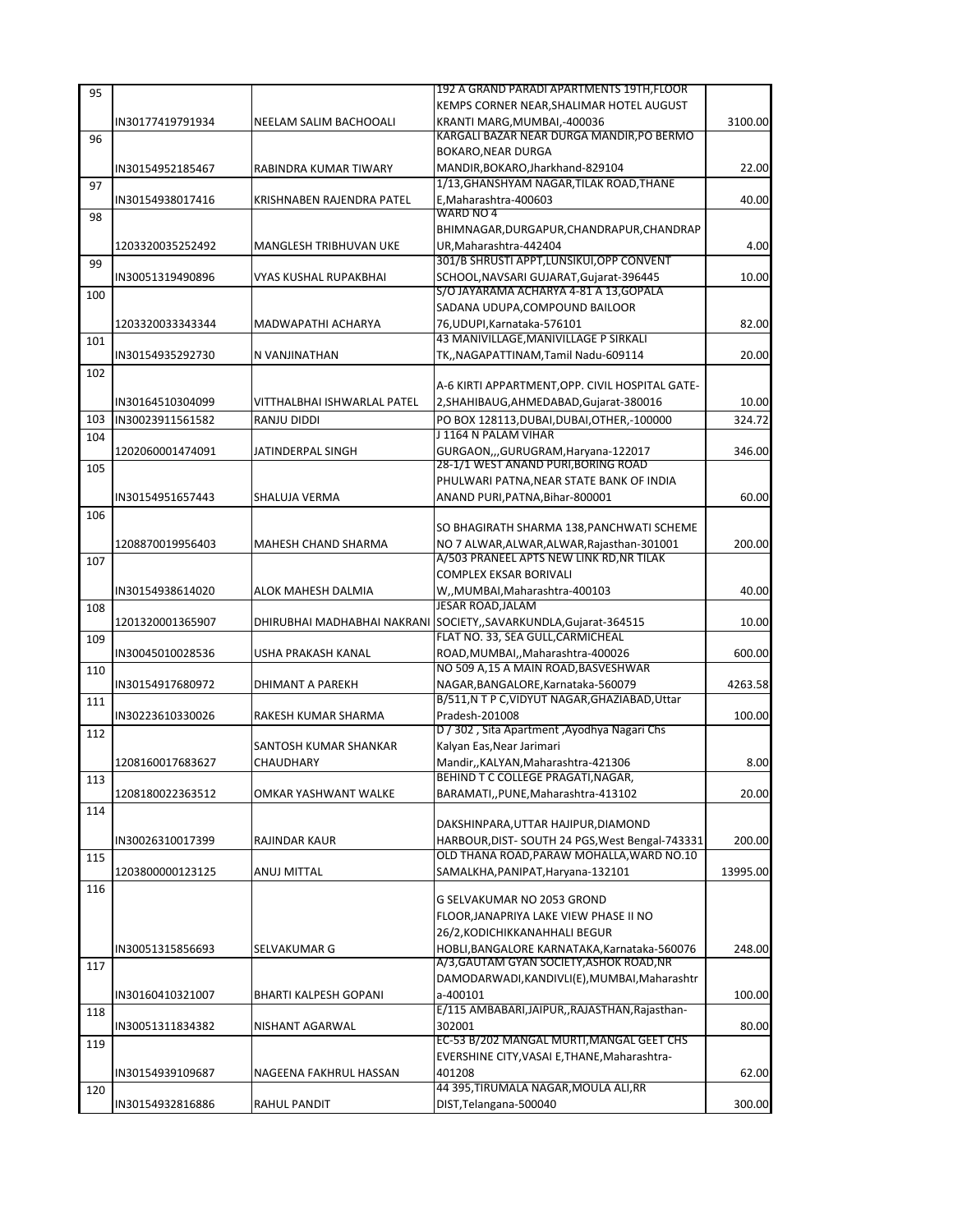| | | | | |
|---|---|---|---|---|
| 95 | IN30177419791934 | NEELAM SALIM BACHOOALI | 192 A GRAND PARADI APARTMENTS 19TH,FLOOR KEMPS CORNER NEAR,SHALIMAR HOTEL AUGUST KRANTI MARG,MUMBAI,-400036 | 3100.00 |
| 96 | IN30154952185467 | RABINDRA KUMAR TIWARY | KARGALI BAZAR NEAR DURGA MANDIR,PO BERMO BOKARO,NEAR DURGA MANDIR,BOKARO,Jharkhand-829104 | 22.00 |
| 97 | IN30154938017416 | KRISHNABEN RAJENDRA PATEL | 1/13,GHANSHYAM NAGAR,TILAK ROAD,THANE E,Maharashtra-400603 | 40.00 |
| 98 | 1203320035252492 | MANGLESH TRIBHUVAN UKE | WARD NO 4 BHIMNAGAR,DURGAPUR,CHANDRAPUR,CHANDRAPUR,Maharashtra-442404 | 4.00 |
| 99 | IN30051319490896 | VYAS KUSHAL RUPAKBHAI | 301/B SHRUSTI APPT,LUNSIKUI,OPP CONVENT SCHOOL,NAVSARI GUJARAT,Gujarat-396445 | 10.00 |
| 100 | 1203320033343344 | MADWAPATHI ACHARYA | S/O JAYARAMA ACHARYA 4-81 A 13,GOPALA SADANA UDUPA,COMPOUND BAILOOR 76,UDUPI,Karnataka-576101 | 82.00 |
| 101 | IN30154935292730 | N VANJINATHAN | 43 MANIVILLAGE,MANIVILLAGE P SIRKALI TK,,NAGAPATTINAM,Tamil Nadu-609114 | 20.00 |
| 102 | IN30164510304099 | VITTHALBHAI ISHWARLAL PATEL | A-6 KIRTI APPARTMENT,OPP. CIVIL HOSPITAL GATE-2,SHAHIBAUG,AHMEDABAD,Gujarat-380016 | 10.00 |
| 103 | IN30023911561582 | RANJU DIDDI | PO BOX 128113,DUBAI,DUBAI,OTHER,-100000 | 324.72 |
| 104 | 1202060001474091 | JATINDERPAL SINGH | J 1164 N PALAM VIHAR GURGAON,,,GURUGRAM,Haryana-122017 | 346.00 |
| 105 | IN30154951657443 | SHALUJA VERMA | 28-1/1 WEST ANAND PURI,BORING ROAD PHULWARI PATNA,NEAR STATE BANK OF INDIA ANAND PURI,PATNA,Bihar-800001 | 60.00 |
| 106 | 1208870019956403 | MAHESH CHAND SHARMA | SO BHAGIRATH SHARMA 138,PANCHWATI SCHEME NO 7 ALWAR,ALWAR,ALWAR,Rajasthan-301001 | 200.00 |
| 107 | IN30154938614020 | ALOK MAHESH DALMIA | A/503 PRANEEL APTS NEW LINK RD,NR TILAK COMPLEX EKSAR BORIVALI W,,MUMBAI,Maharashtra-400103 | 40.00 |
| 108 | 1201320001365907 | DHIRUBHAI MADHABHAI NAKRANI | JESAR ROAD,JALAM SOCIETY,,SAVARKUNDLA,Gujarat-364515 | 10.00 |
| 109 | IN30045010028536 | USHA PRAKASH KANAL | FLAT NO. 33, SEA GULL,CARMICHEAL ROAD,MUMBAI,,Maharashtra-400026 | 600.00 |
| 110 | IN30154917680972 | DHIMANT A PAREKH | NO 509 A,15 A MAIN ROAD,BASVESHWAR NAGAR,BANGALORE,Karnataka-560079 | 4263.58 |
| 111 | IN30223610330026 | RAKESH KUMAR SHARMA | B/511,N T P C,VIDYUT NAGAR,GHAZIABAD,Uttar Pradesh-201008 | 100.00 |
| 112 | 1208160017683627 | SANTOSH KUMAR SHANKAR CHAUDHARY | D / 302 , Sita Apartment ,Ayodhya Nagari Chs Kalyan Eas,Near Jarimari Mandir,,KALYAN,Maharashtra-421306 | 8.00 |
| 113 | 1208180022363512 | OMKAR YASHWANT WALKE | BEHIND T C COLLEGE PRAGATI,NAGAR, BARAMATI,,PUNE,Maharashtra-413102 | 20.00 |
| 114 | IN30026310017399 | RAJINDAR KAUR | DAKSHINPARA,UTTAR HAJIPUR,DIAMOND HARBOUR,DIST- SOUTH 24 PGS,West Bengal-743331 | 200.00 |
| 115 | 1203800000123125 | ANUJ MITTAL | OLD THANA ROAD,PARAW MOHALLA,WARD NO.10 SAMALKHA,PANIPAT,Haryana-132101 | 13995.00 |
| 116 | IN30051315856693 | SELVAKUMAR G | G SELVAKUMAR NO 2053 GROND FLOOR,JANAPRIYA LAKE VIEW PHASE II NO 26/2,KODICHIKKANAHHALI BEGUR HOBLI,BANGALORE KARNATAKA,Karnataka-560076 | 248.00 |
| 117 | IN30160410321007 | BHARTI KALPESH GOPANI | A/3,GAUTAM GYAN SOCIETY,ASHOK ROAD,NR DAMODARWADI,KANDIVLI(E),MUMBAI,Maharashtra-400101 | 100.00 |
| 118 | IN30051311834382 | NISHANT AGARWAL | E/115 AMBABARI,JAIPUR,,RAJASTHAN,Rajasthan-302001 | 80.00 |
| 119 | IN30154939109687 | NAGEENA FAKHRUL HASSAN | EC-53 B/202 MANGAL MURTI,MANGAL GEET CHS EVERSHINE CITY,VASAI E,THANE,Maharashtra-401208 | 62.00 |
| 120 | IN30154932816886 | RAHUL PANDIT | 44 395,TIRUMALA NAGAR,MOULA ALI,RR DIST,Telangana-500040 | 300.00 |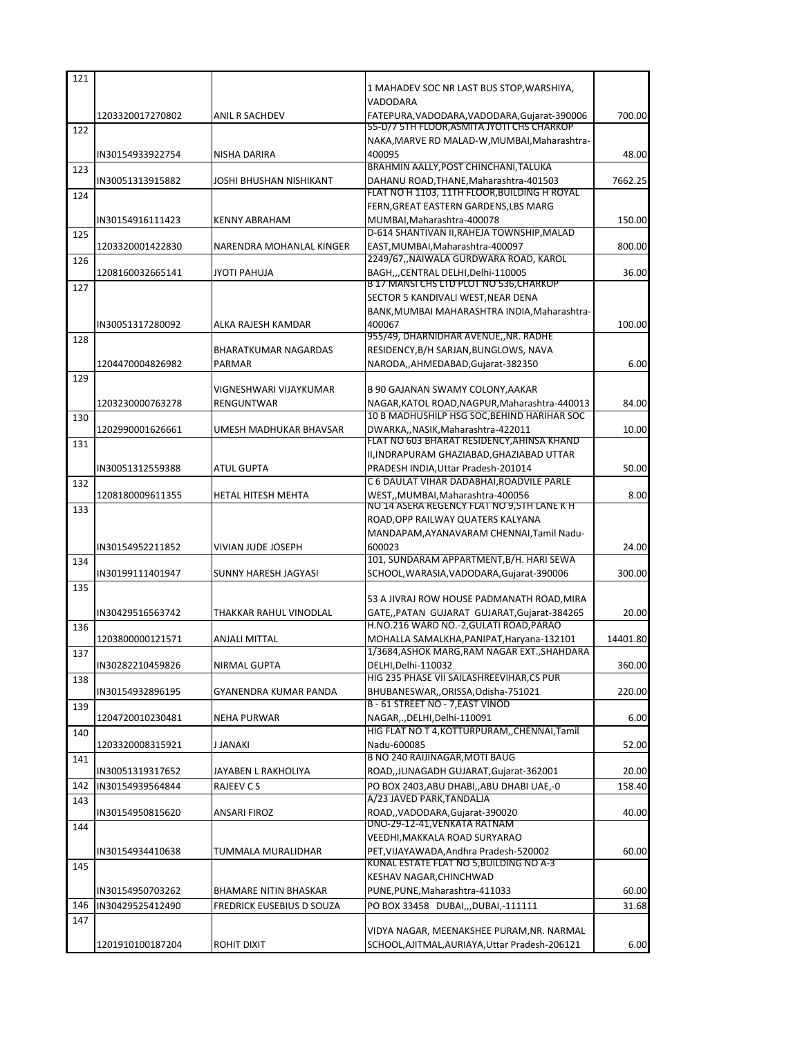| | | | | |
|---|---|---|---|---|
| 121 | 1203320017270802 | ANIL R SACHDEV | 1 MAHADEV SOC NR LAST BUS STOP,WARSHIYA, VADODARA FATEPURA,VADODARA,VADODARA,Gujarat-390006 | 700.00 |
| 122 | IN30154933922754 | NISHA DARIRA | 55-D/7 5TH FLOOR,ASMITA JYOTI CHS CHARKOP NAKA,MARVE RD MALAD-W,MUMBAI,Maharashtra-400095 | 48.00 |
| 123 | IN30051313915882 | JOSHI BHUSHAN NISHIKANT | BRAHMIN AALLY,POST CHINCHANI,TALUKA DAHANU ROAD,THANE,Maharashtra-401503 | 7662.25 |
| 124 | IN30154916111423 | KENNY ABRAHAM | FLAT NO H 1103, 11TH FLOOR,BUILDING H ROYAL FERN,GREAT EASTERN GARDENS,LBS MARG MUMBAI,Maharashtra-400078 | 150.00 |
| 125 | 1203320001422830 | NARENDRA MOHANLAL KINGER | D-614 SHANTIVAN II,RAHEJA TOWNSHIP,MALAD EAST,MUMBAI,Maharashtra-400097 | 800.00 |
| 126 | 1208160032665141 | JYOTI PAHUJA | 2249/67,,NAIWALA GURDWARA ROAD, KAROL BAGH,,,CENTRAL DELHI,Delhi-110005 | 36.00 |
| 127 | IN30051317280092 | ALKA RAJESH KAMDAR | B 17 MANSI CHS LTD PLOT NO 536,CHARKOP SECTOR 5 KANDIVALI WEST,NEAR DENA BANK,MUMBAI MAHARASHTRA INDIA,Maharashtra-400067 | 100.00 |
| 128 | 1204470004826982 | BHARATKUMAR NAGARDAS PARMAR | 955/49, DHARNIDHAR AVENUE,,NR. RADHE RESIDENCY,B/H SARJAN,BUNGLOWS, NAVA NARODA,,AHMEDABAD,Gujarat-382350 | 6.00 |
| 129 | 1203230000763278 | VIGNESHWARI VIJAYKUMAR RENGUNTWAR | B 90 GAJANAN SWAMY COLONY,AAKAR NAGAR,KATOL ROAD,NAGPUR,Maharashtra-440013 | 84.00 |
| 130 | 1202990001626661 | UMESH MADHUKAR BHAVSAR | 10 B MADHUSHILP HSG SOC,BEHIND HARIHAR SOC DWARKA,,NASIK,Maharashtra-422011 | 10.00 |
| 131 | IN30051312559388 | ATUL GUPTA | FLAT NO 603 BHARAT RESIDENCY,AHINSA KHAND II,INDRAPURAM GHAZIABAD,GHAZIABAD UTTAR PRADESH INDIA,Uttar Pradesh-201014 | 50.00 |
| 132 | 1208180009611355 | HETAL HITESH MEHTA | C 6 DAULAT VIHAR DADABHAI,ROADVILE PARLE WEST,,MUMBAI,Maharashtra-400056 | 8.00 |
| 133 | IN30154952211852 | VIVIAN JUDE JOSEPH | NO 14 ASERA REGENCY FLAT NO 9,5TH LANE K H ROAD,OPP RAILWAY QUATERS KALYANA MANDAPAM,AYANAVARAM CHENNAI,Tamil Nadu-600023 | 24.00 |
| 134 | IN30199111401947 | SUNNY HARESH JAGYASI | 101, SUNDARAM APPARTMENT,B/H. HARI SEWA SCHOOL,WARASIA,VADODARA,Gujarat-390006 | 300.00 |
| 135 | IN30429516563742 | THAKKAR RAHUL VINODLAL | 53 A JIVRAJ ROW HOUSE PADMANATH ROAD,MIRA GATE,,PATAN GUJARAT GUJARAT,Gujarat-384265 | 20.00 |
| 136 | 1203800000121571 | ANJALI MITTAL | H.NO.216 WARD NO.-2,GULATI ROAD,PARAO MOHALLA SAMALKHA,PANIPAT,Haryana-132101 | 14401.80 |
| 137 | IN30282210459826 | NIRMAL GUPTA | 1/3684,ASHOK MARG,RAM NAGAR EXT.,SHAHDARA DELHI,Delhi-110032 | 360.00 |
| 138 | IN30154932896195 | GYANENDRA KUMAR PANDA | HIG 235 PHASE VII SAILASHREEVIHAR,CS PUR BHUBANESWAR,,ORISSA,Odisha-751021 | 220.00 |
| 139 | 1204720010230481 | NEHA PURWAR | B - 61 STREET NO - 7,EAST VINOD NAGAR,.,DELHI,Delhi-110091 | 6.00 |
| 140 | 1203320008315921 | J JANAKI | HIG FLAT NO T 4,KOTTURPURAM,,CHENNAI,Tamil Nadu-600085 | 52.00 |
| 141 | IN30051319317652 | JAYABEN L RAKHOLIYA | B NO 240 RAIJINAGAR,MOTI BAUG ROAD,,JUNAGADH GUJARAT,Gujarat-362001 | 20.00 |
| 142 | IN30154939564844 | RAJEEV C S | PO BOX 2403,ABU DHABI,,ABU DHABI UAE,-0 | 158.40 |
| 143 | IN30154950815620 | ANSARI FIROZ | A/23 JAVED PARK,TANDALJA ROAD,,VADODARA,Gujarat-390020 | 40.00 |
| 144 | IN30154934410638 | TUMMALA MURALIDHAR | DNO-29-12-41,VENKATA RATNAM VEEDHI,MAKKALA ROAD SURYARAO PET,VIJAYAWADA,Andhra Pradesh-520002 | 60.00 |
| 145 | IN30154950703262 | BHAMARE NITIN BHASKAR | KUNAL ESTATE FLAT NO 5,BUILDING NO A-3 KESHAV NAGAR,CHINCHWAD PUNE,PUNE,Maharashtra-411033 | 60.00 |
| 146 | IN30429525412490 | FREDRICK EUSEBIUS D SOUZA | PO BOX 33458 DUBAI,,,DUBAI,-111111 | 31.68 |
| 147 | 1201910100187204 | ROHIT DIXIT | VIDYA NAGAR, MEENAKSHEE PURAM,NR. NARMAL SCHOOL,AJITMAL,AURIAYA,Uttar Pradesh-206121 | 6.00 |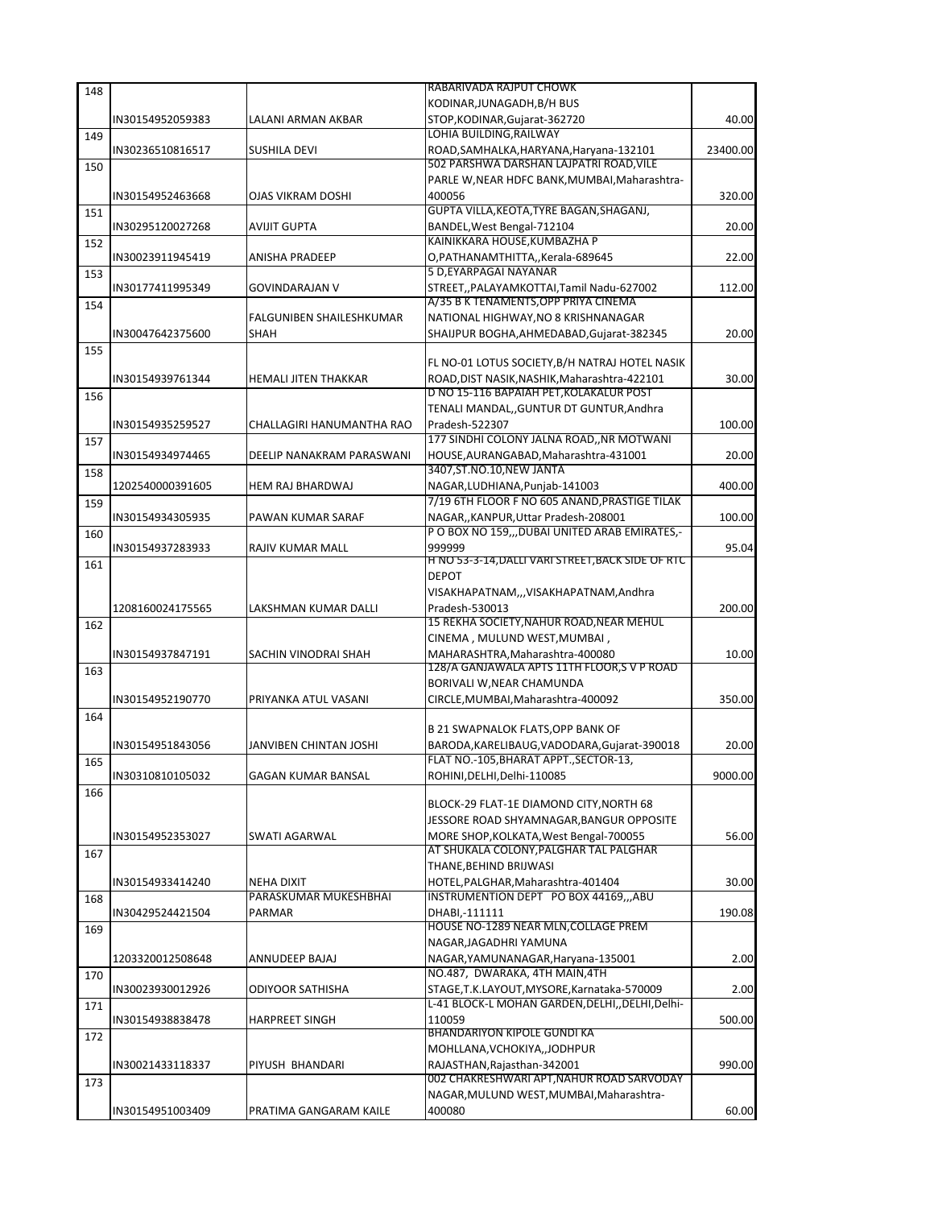| 148 | IN30154952059383 | LALANI ARMAN AKBAR | RABARIVADA RAJPUT CHOWK KODINAR,JUNAGADH,B/H BUS STOP,KODINAR,Gujarat-362720 | 40.00 |
|---|---|---|---|---|
| 149 | IN30236510816517 | SUSHILA DEVI | LOHIA BUILDING,RAILWAY ROAD,SAMHALKA,HARYANA,Haryana-132101 | 23400.00 |
| 150 | IN30154952463668 | OJAS VIKRAM DOSHI | 502 PARSHWA DARSHAN LAJPATRI ROAD,VILE PARLE W,NEAR HDFC BANK,MUMBAI,Maharashtra-400056 | 320.00 |
| 151 | IN30295120027268 | AVIJIT GUPTA | GUPTA VILLA,KEOTA,TYRE BAGAN,SHAGANJ, BANDEL,West Bengal-712104 | 20.00 |
| 152 | IN30023911945419 | ANISHA PRADEEP | KAINIKKARA HOUSE,KUMBAZHA P O,PATHANAMTHITTA,,Kerala-689645 | 22.00 |
| 153 | IN30177411995349 | GOVINDARAJAN V | 5 D,EYARPAGAI NAYANAR STREET,,PALAYAMKOTTAI,Tamil Nadu-627002 | 112.00 |
| 154 | IN30047642375600 | FALGUNIBEN SHAILESHKUMAR SHAH | A/35 B K TENAMENTS,OPP PRIYA CINEMA NATIONAL HIGHWAY,NO 8 KRISHNANAGAR SHAIJPUR BOGHA,AHMEDABAD,Gujarat-382345 | 20.00 |
| 155 | IN30154939761344 | HEMALI JITEN THAKKAR | FL NO-01 LOTUS SOCIETY,B/H NATRAJ HOTEL NASIK ROAD,DIST NASIK,NASHIK,Maharashtra-422101 | 30.00 |
| 156 | IN30154935259527 | CHALLAGIRI HANUMANTHA RAO | D NO 15-116 BAPAIAH PET,KOLAKALUR POST TENALI MANDAL,,GUNTUR DT GUNTUR,Andhra Pradesh-522307 | 100.00 |
| 157 | IN30154934974465 | DEELIP NANAKRAM PARASWANI | 177 SINDHI COLONY JALNA ROAD,,NR MOTWANI HOUSE,AURANGABAD,Maharashtra-431001 | 20.00 |
| 158 | 1202540000391605 | HEM RAJ BHARDWAJ | 3407,ST.NO.10,NEW JANTA NAGAR,LUDHIANA,Punjab-141003 | 400.00 |
| 159 | IN30154934305935 | PAWAN KUMAR SARAF | 7/19 6TH FLOOR F NO 605 ANAND,PRASTIGE TILAK NAGAR,,KANPUR,Uttar Pradesh-208001 | 100.00 |
| 160 | IN30154937283933 | RAJIV KUMAR MALL | P O BOX NO 159,,,DUBAI UNITED ARAB EMIRATES,-999999 | 95.04 |
| 161 | 1208160024175565 | LAKSHMAN KUMAR DALLI | H NO 53-3-14,DALLI VARI STREET,BACK SIDE OF RTC DEPOT VISAKHAPATNAM,,,VISAKHAPATNAM,Andhra Pradesh-530013 | 200.00 |
| 162 | IN30154937847191 | SACHIN VINODRAI SHAH | 15 REKHA SOCIETY,NAHUR ROAD,NEAR MEHUL CINEMA , MULUND WEST,MUMBAI , MAHARASHTRA,Maharashtra-400080 | 10.00 |
| 163 | IN30154952190770 | PRIYANKA ATUL VASANI | 128/A GANJAWALA APTS 11TH FLOOR,S V P ROAD BORIVALI W,NEAR CHAMUNDA CIRCLE,MUMBAI,Maharashtra-400092 | 350.00 |
| 164 | IN30154951843056 | JANVIBEN CHINTAN JOSHI | B 21 SWAPNALOK FLATS,OPP BANK OF BARODA,KARELIBAUG,VADODARA,Gujarat-390018 | 20.00 |
| 165 | IN30310810105032 | GAGAN KUMAR BANSAL | FLAT NO.-105,BHARAT APPT.,SECTOR-13, ROHINI,DELHI,Delhi-110085 | 9000.00 |
| 166 | IN30154952353027 | SWATI AGARWAL | BLOCK-29 FLAT-1E DIAMOND CITY,NORTH 68 JESSORE ROAD SHYAMNAGAR,BANGUR OPPOSITE MORE SHOP,KOLKATA,West Bengal-700055 | 56.00 |
| 167 | IN30154933414240 | NEHA DIXIT | AT SHUKALA COLONY,PALGHAR TAL PALGHAR THANE,BEHIND BRIJWASI HOTEL,PALGHAR,Maharashtra-401404 | 30.00 |
| 168 | IN30429524421504 | PARASKUMAR MUKESHBHAI PARMAR | INSTRUMENTION DEPT PO BOX 44169,,,ABU DHABI,-111111 | 190.08 |
| 169 | 1203320012508648 | ANNUDEEP BAJAJ | HOUSE NO-1289 NEAR MLN,COLLAGE PREM NAGAR,JAGADHRI YAMUNA NAGAR,YAMUNANAGAR,Haryana-135001 | 2.00 |
| 170 | IN30023930012926 | ODIYOOR SATHISHA | NO.487, DWARAKA, 4TH MAIN,4TH STAGE,T.K.LAYOUT,MYSORE,Karnataka-570009 | 2.00 |
| 171 | IN30154938838478 | HARPREET SINGH | L-41 BLOCK-L MOHAN GARDEN,DELHI,,DELHI,Delhi-110059 | 500.00 |
| 172 | IN30021433118337 | PIYUSH BHANDARI | BHANDARIYON KIPOLE GUNDI KA MOHLLANA,VCHOKIYA,,JODHPUR RAJASTHAN,Rajasthan-342001 | 990.00 |
| 173 | IN30154951003409 | PRATIMA GANGARAM KAILE | 002 CHAKRESHWARI APT,NAHUR ROAD SARVODAY NAGAR,MULUND WEST,MUMBAI,Maharashtra-400080 | 60.00 |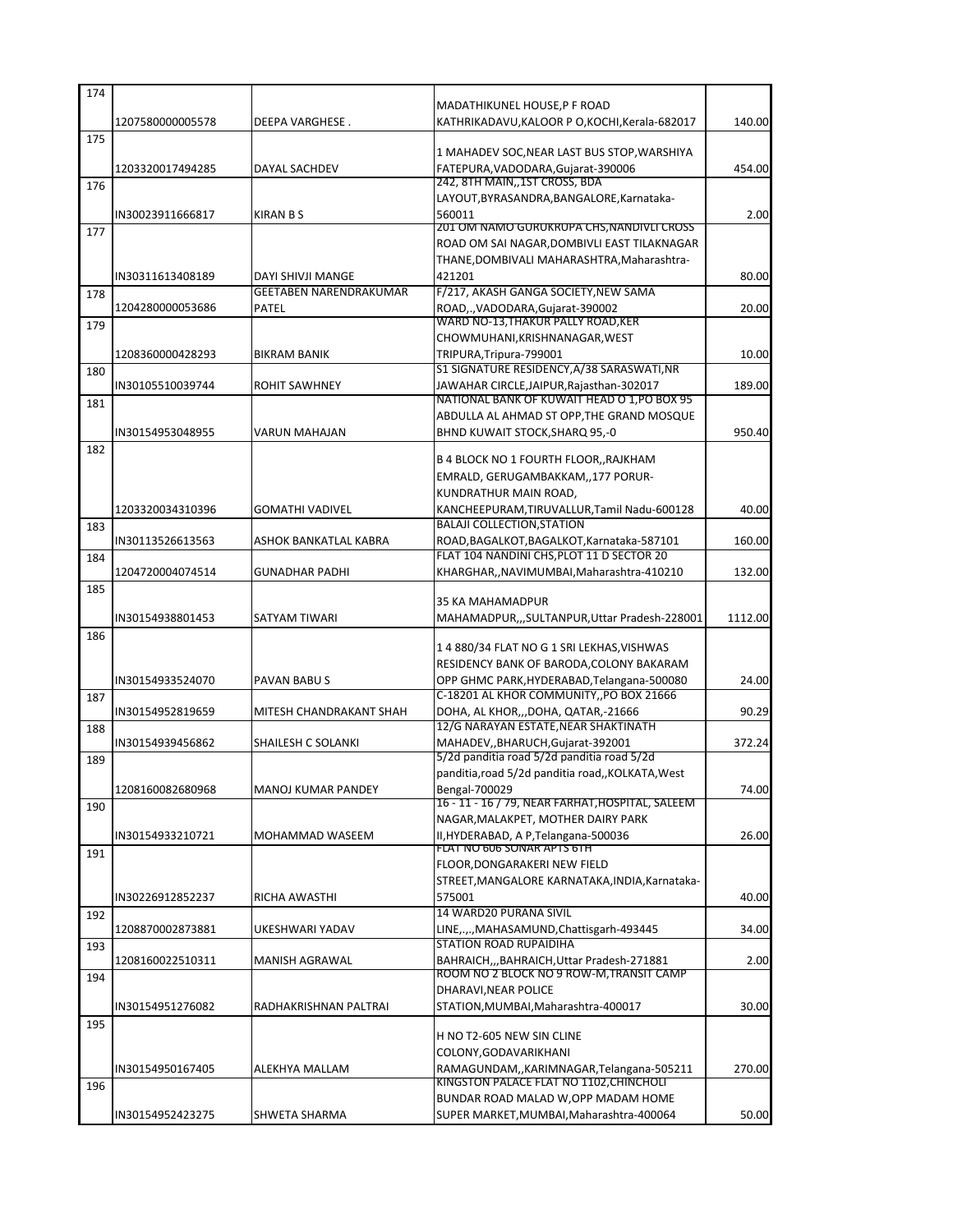| | | | | |
|---|---|---|---|---|
| 174 | 1207580000005578 | DEEPA VARGHESE . | MADATHIKUNEL HOUSE,P F ROAD KATHRIKADAVU,KALOOR P O,KOCHI,Kerala-682017 | 140.00 |
| 175 | 1203320017494285 | DAYAL SACHDEV | 1 MAHADEV SOC,NEAR LAST BUS STOP,WARSHIYA FATEPURA,VADODARA,Gujarat-390006 | 454.00 |
| 176 | IN30023911666817 | KIRAN B S | 242, 8TH MAIN,,1ST CROSS, BDA LAYOUT,BYRASANDRA,BANGALORE,Karnataka-560011 | 2.00 |
| 177 | IN30311613408189 | DAYI SHIVJI MANGE | 201 OM NAMO GURUKRUPA CHS,NANDIVLI CROSS ROAD OM SAI NAGAR,DOMBIVLI EAST TILAKNAGAR THANE,DOMBIVALI MAHARASHTRA,Maharashtra-421201 | 80.00 |
| 178 | 1204280000053686 | GEETABEN NARENDRAKUMAR PATEL | F/217, AKASH GANGA SOCIETY,NEW SAMA ROAD,.,VADODARA,Gujarat-390002 | 20.00 |
| 179 | 1208360000428293 | BIKRAM BANIK | WARD NO-13,THAKUR PALLY ROAD,KER CHOWMUHANI,KRISHNANAGAR,WEST TRIPURA,Tripura-799001 | 10.00 |
| 180 | IN30105510039744 | ROHIT SAWHNEY | S1 SIGNATURE RESIDENCY,A/38 SARASWATI,NR JAWAHAR CIRCLE,JAIPUR,Rajasthan-302017 | 189.00 |
| 181 | IN30154953048955 | VARUN MAHAJAN | NATIONAL BANK OF KUWAIT HEAD O 1,PO BOX 95 ABDULLA AL AHMAD ST OPP,THE GRAND MOSQUE BHND KUWAIT STOCK,SHARQ 95,-0 | 950.40 |
| 182 | 1203320034310396 | GOMATHI VADIVEL | B 4 BLOCK NO 1 FOURTH FLOOR,,RAJKHAM EMRALD, GERUGAMBAKKAM,,177 PORUR-KUNDRATHUR MAIN ROAD, KANCHEEPURAM,TIRUVALLUR,Tamil Nadu-600128 | 40.00 |
| 183 | IN30113526613563 | ASHOK BANKATLAL KABRA | BALAJI COLLECTION,STATION ROAD,BAGALKOT,BAGALKOT,Karnataka-587101 | 160.00 |
| 184 | 1204720004074514 | GUNADHAR PADHI | FLAT 104 NANDINI CHS,PLOT 11 D SECTOR 20 KHARGHAR,,NAVIMUMBAI,Maharashtra-410210 | 132.00 |
| 185 | IN30154938801453 | SATYAM TIWARI | 35 KA MAHAMADPUR MAHAMADPUR,,,SULTANPUR,Uttar Pradesh-228001 | 1112.00 |
| 186 | IN30154933524070 | PAVAN BABU S | 1 4 880/34 FLAT NO G 1 SRI LEKHAS,VISHWAS RESIDENCY BANK OF BARODA,COLONY BAKARAM OPP GHMC PARK,HYDERABAD,Telangana-500080 | 24.00 |
| 187 | IN30154952819659 | MITESH CHANDRAKANT SHAH | C-18201 AL KHOR COMMUNITY,,PO BOX 21666 DOHA, AL KHOR,,,DOHA, QATAR,-21666 | 90.29 |
| 188 | IN30154939456862 | SHAILESH C SOLANKI | 12/G NARAYAN ESTATE,NEAR SHAKTINATH MAHADEV,,BHARUCH,Gujarat-392001 | 372.24 |
| 189 | 1208160082680968 | MANOJ KUMAR PANDEY | 5/2d panditia road 5/2d panditia road 5/2d panditia,road 5/2d panditia road,,KOLKATA,West Bengal-700029 | 74.00 |
| 190 | IN30154933210721 | MOHAMMAD WASEEM | 16 - 11 - 16 / 79, NEAR FARHAT,HOSPITAL, SALEEM NAGAR,MALAKPET, MOTHER DAIRY PARK II,HYDERABAD, A P,Telangana-500036 | 26.00 |
| 191 | IN30226912852237 | RICHA AWASTHI | FLAT NO 606 SONAR APTS 6TH FLOOR,DONGARAKERI NEW FIELD STREET,MANGALORE KARNATAKA,INDIA,Karnataka-575001 | 40.00 |
| 192 | 1208870002873881 | UKESHWARI YADAV | 14 WARD20 PURANA SIVIL LINE,.,.,MAHASAMUND,Chattisgarh-493445 | 34.00 |
| 193 | 1208160022510311 | MANISH AGRAWAL | STATION ROAD RUPAIDIHA BAHRAICH,,,BAHRAICH,Uttar Pradesh-271881 | 2.00 |
| 194 | IN30154951276082 | RADHAKRISHNAN PALTRAI | ROOM NO 2 BLOCK NO 9 ROW-M,TRANSIT CAMP DHARAVI,NEAR POLICE STATION,MUMBAI,Maharashtra-400017 | 30.00 |
| 195 | IN30154950167405 | ALEKHYA MALLAM | H NO T2-605 NEW SIN CLINE COLONY,GODAVARIKHANI RAMAGUNDAM,,KARIMNAGAR,Telangana-505211 | 270.00 |
| 196 | IN30154952423275 | SHWETA SHARMA | KINGSTON PALACE FLAT NO 1102,CHINCHOLI BUNDAR ROAD MALAD W,OPP MADAM HOME SUPER MARKET,MUMBAI,Maharashtra-400064 | 50.00 |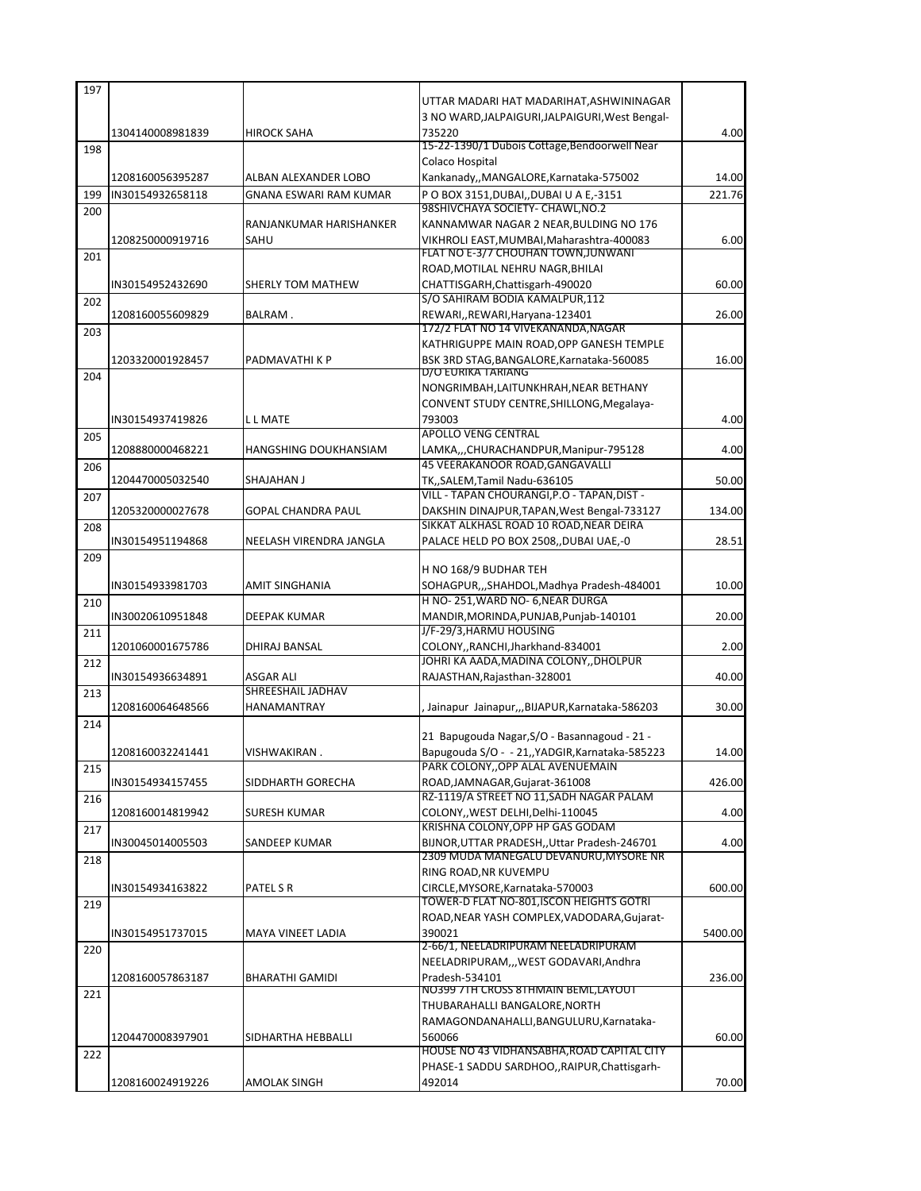| | | | | |
|---|---|---|---|---|
| 197 | 1304140008981839 | HIROCK SAHA | UTTAR MADARI HAT MADARIHAT,ASHWININAGAR 3 NO WARD,JALPAIGURI,JALPAIGURI,West Bengal-735220 | 4.00 |
| 198 | 1208160056395287 | ALBAN ALEXANDER LOBO | 15-22-1390/1 Dubois Cottage,Bendoorwell Near Colaco Hospital Kankanady,,MANGALORE,Karnataka-575002 | 14.00 |
| 199 | IN30154932658118 | GNANA ESWARI RAM KUMAR | P O BOX 3151,DUBAI,,DUBAI U A E,-3151 | 221.76 |
| 200 | 1208250000919716 | RANJANKUMAR HARISHANKER SAHU | 98SHIVCHAYA SOCIETY- CHAWL,NO.2 KANNAMWAR NAGAR 2 NEAR,BULDING NO 176 VIKHROLI EAST,MUMBAI,Maharashtra-400083 | 6.00 |
| 201 | IN30154952432690 | SHERLY TOM MATHEW | FLAT NO E-3/7 CHOUHAN TOWN,JUNWANI ROAD,MOTILAL NEHRU NAGR,BHILAI CHATTISGARH,Chattisgarh-490020 | 60.00 |
| 202 | 1208160055609829 | BALRAM . | S/O SAHIRAM BODIA KAMALPUR,112 REWARI,,REWARI,Haryana-123401 | 26.00 |
| 203 | 1203320001928457 | PADMAVATHI K P | 172/2 FLAT NO 14 VIVEKANANDA,NAGAR KATHRIGUPPE MAIN ROAD,OPP GANESH TEMPLE BSK 3RD STAG,BANGALORE,Karnataka-560085 | 16.00 |
| 204 | IN30154937419826 | L L MATE | D/O EURIKA TARIANG NONGRIMBAH,LAITUNKHRAH,NEAR BETHANY CONVENT STUDY CENTRE,SHILLONG,Megalaya-793003 | 4.00 |
| 205 | 1208880000468221 | HANGSHING DOUKHANSIAM | APOLLO VENG CENTRAL LAMKA,,,CHURACHANDPUR,Manipur-795128 | 4.00 |
| 206 | 1204470005032540 | SHAJAHAN J | 45 VEERAKANOOR ROAD,GANGAVALLI TK,,SALEM,Tamil Nadu-636105 | 50.00 |
| 207 | 1205320000027678 | GOPAL CHANDRA PAUL | VILL - TAPAN CHOURANGI,P.O - TAPAN,DIST - DAKSHIN DINAJPUR,TAPAN,West Bengal-733127 | 134.00 |
| 208 | IN30154951194868 | NEELASH VIRENDRA JANGLA | SIKKAT ALKHASL ROAD 10 ROAD,NEAR DEIRA PALACE HELD PO BOX 2508,,DUBAI UAE,-0 | 28.51 |
| 209 | IN30154933981703 | AMIT SINGHANIA | H NO 168/9 BUDHAR TEH SOHAGPUR,,,SHAHDOL,Madhya Pradesh-484001 | 10.00 |
| 210 | IN30020610951848 | DEEPAK KUMAR | H NO- 251,WARD NO- 6,NEAR DURGA MANDIR,MORINDA,PUNJAB,Punjab-140101 | 20.00 |
| 211 | 1201060001675786 | DHIRAJ BANSAL | J/F-29/3,HARMU HOUSING COLONY,,RANCHI,Jharkhand-834001 | 2.00 |
| 212 | IN30154936634891 | ASGAR ALI | JOHRI KA AADA,MADINA COLONY,,DHOLPUR RAJASTHAN,Rajasthan-328001 | 40.00 |
| 213 | 1208160064648566 | SHREESHAIL JADHAV HANAMANTRAY | , Jainapur Jainapur,,,BIJAPUR,Karnataka-586203 | 30.00 |
| 214 | 1208160032241441 | VISHWAKIRAN . | 21 Bapugouda Nagar,S/O - Basannagoud - 21 - Bapugouda S/O - - 21,,YADGIR,Karnataka-585223 | 14.00 |
| 215 | IN30154934157455 | SIDDHARTH GORECHA | PARK COLONY,,OPP ALAL AVENUEMAIN ROAD,JAMNAGAR,Gujarat-361008 | 426.00 |
| 216 | 1208160014819942 | SURESH KUMAR | RZ-1119/A STREET NO 11,SADH NAGAR PALAM COLONY,,WEST DELHI,Delhi-110045 | 4.00 |
| 217 | IN30045014005503 | SANDEEP KUMAR | KRISHNA COLONY,OPP HP GAS GODAM BIJNOR,UTTAR PRADESH,,Uttar Pradesh-246701 | 4.00 |
| 218 | IN30154934163822 | PATEL S R | 2309 MUDA MANEGALU DEVANURU,MYSORE NR RING ROAD,NR KUVEMPU CIRCLE,MYSORE,Karnataka-570003 | 600.00 |
| 219 | IN30154951737015 | MAYA VINEET LADIA | TOWER-D FLAT NO-801,ISCON HEIGHTS GOTRI ROAD,NEAR YASH COMPLEX,VADODARA,Gujarat-390021 | 5400.00 |
| 220 | 1208160057863187 | BHARATHI GAMIDI | 2-66/1, NEELADRIPURAM NEELADRIPURAM NEELADRIPURAM,,,WEST GODAVARI,Andhra Pradesh-534101 | 236.00 |
| 221 | 1204470008397901 | SIDHARTHA HEBBALLI | NO399 7TH CROSS 8THMAIN BEML,LAYOUT THUBARAHALLI BANGALORE,NORTH RAMAGONDANAHALLI,BANGULURU,Karnataka-560066 | 60.00 |
| 222 | 1208160024919226 | AMOLAK SINGH | HOUSE NO 43 VIDHANSABHA,ROAD CAPITAL CITY PHASE-1 SADDU SARDHOO,,RAIPUR,Chattisgarh-492014 | 70.00 |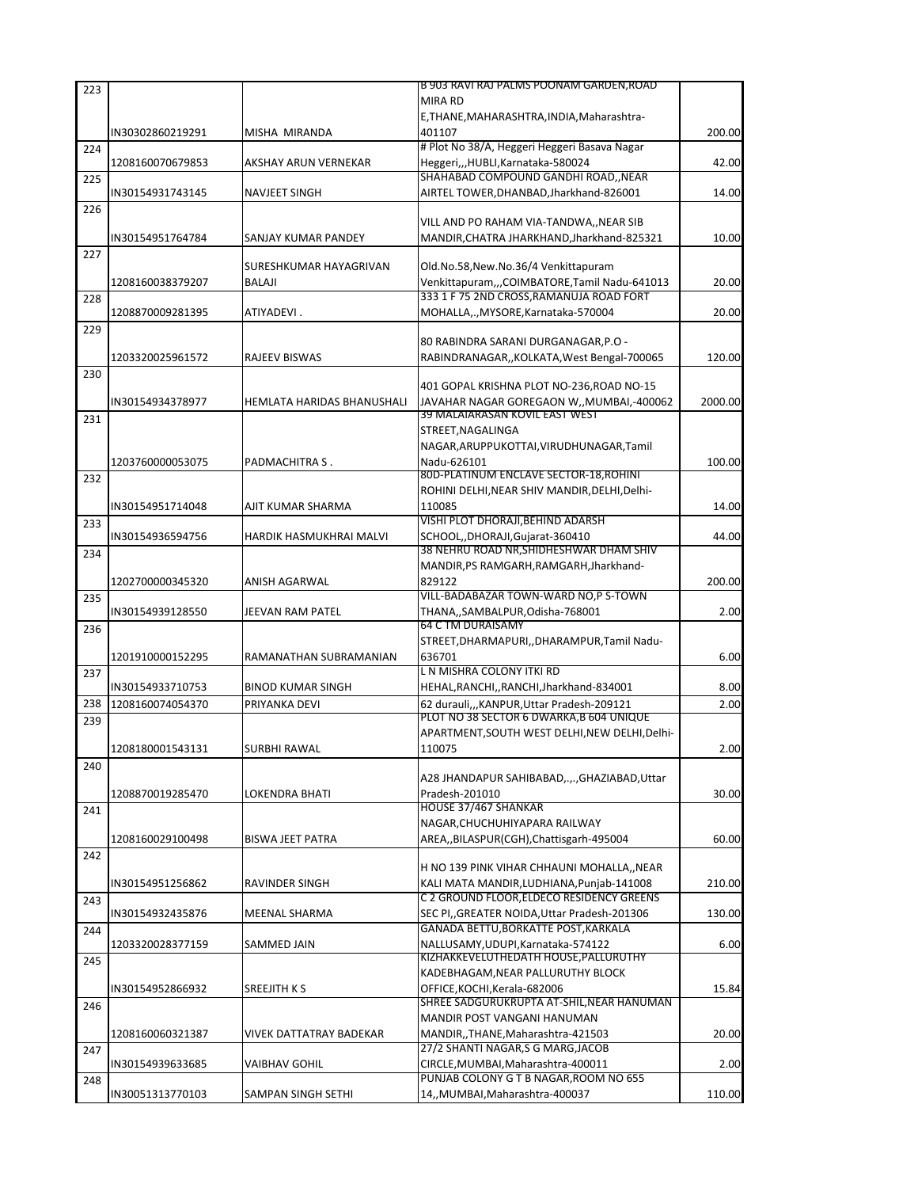| | | | | |
|---|---|---|---|---|
| 223 | IN30302860219291 | MISHA MIRANDA | B 903 RAVI RAJ PALMS POONAM GARDEN,ROAD MIRA RD E,THANE,MAHARASHTRA,INDIA,Maharashtra-401107 | 200.00 |
| 224 | 1208160070679853 | AKSHAY ARUN VERNEKAR | # Plot No 38/A, Heggeri Heggeri Basava Nagar Heggeri,,,HUBLI,Karnataka-580024 | 42.00 |
| 225 | IN30154931743145 | NAVJEET SINGH | SHAHABAD COMPOUND GANDHI ROAD,,NEAR AIRTEL TOWER,DHANBAD,Jharkhand-826001 | 14.00 |
| 226 | IN30154951764784 | SANJAY KUMAR PANDEY | VILL AND PO RAHAM VIA-TANDWA,,NEAR SIB MANDIR,CHATRA JHARKHAND,Jharkhand-825321 | 10.00 |
| 227 | 1208160038379207 | SURESHKUMAR HAYAGRIVAN BALAJI | Old.No.58,New.No.36/4 Venkittapuram Venkittapuram,,,COIMBATORE,Tamil Nadu-641013 | 20.00 |
| 228 | 1208870009281395 | ATIYADEVI . | 333 1 F 75 2ND CROSS,RAMANUJA ROAD FORT MOHALLA,.,MYSORE,Karnataka-570004 | 20.00 |
| 229 | 1203320025961572 | RAJEEV BISWAS | 80 RABINDRA SARANI DURGANAGAR,P.O - RABINDRANAGAR,,KOLKATA,West Bengal-700065 | 120.00 |
| 230 | IN30154934378977 | HEMLATA HARIDAS BHANUSHALI | 401 GOPAL KRISHNA PLOT NO-236,ROAD NO-15 JAVAHAR NAGAR GOREGAON W,,MUMBAI,-400062 | 2000.00 |
| 231 | 1203760000053075 | PADMACHITRA S . | 39 MALAIARASAN KOVIL EAST WEST STREET,NAGALINGA NAGAR,ARUPPUKOTTAI,VIRUDHUNAGAR,Tamil Nadu-626101 | 100.00 |
| 232 | IN30154951714048 | AJIT KUMAR SHARMA | 80D-PLATINUM ENCLAVE SECTOR-18,ROHINI ROHINI DELHI,NEAR SHIV MANDIR,DELHI,Delhi-110085 | 14.00 |
| 233 | IN30154936594756 | HARDIK HASMUKHRAI MALVI | VISHI PLOT DHORAJI,BEHIND ADARSH SCHOOL,,DHORAJI,Gujarat-360410 | 44.00 |
| 234 | 1202700000345320 | ANISH AGARWAL | 38 NEHRU ROAD NR,SHIDHESHWAR DHAM SHIV MANDIR,PS RAMGARH,RAMGARH,Jharkhand-829122 | 200.00 |
| 235 | IN30154939128550 | JEEVAN RAM PATEL | VILL-BADABAZAR TOWN-WARD NO,P S-TOWN THANA,,SAMBALPUR,Odisha-768001 | 2.00 |
| 236 | 1201910000152295 | RAMANATHAN SUBRAMANIAN | 64 C TM DURAISAMY STREET,DHARMAPURI,,DHARAMPUR,Tamil Nadu-636701 | 6.00 |
| 237 | IN30154933710753 | BINOD KUMAR SINGH | L N MISHRA COLONY ITKI RD HEHAL,RANCHI,,RANCHI,Jharkhand-834001 | 8.00 |
| 238 | 1208160074054370 | PRIYANKA DEVI | 62 durauli,,,KANPUR,Uttar Pradesh-209121 | 2.00 |
| 239 | 1208180001543131 | SURBHI RAWAL | PLOT NO 38 SECTOR 6 DWARKA,B 604 UNIQUE APARTMENT,SOUTH WEST DELHI,NEW DELHI,Delhi-110075 | 2.00 |
| 240 | 1208870019285470 | LOKENDRA BHATI | A28 JHANDAPUR SAHIBABAD,.,.,GHAZIABAD,Uttar Pradesh-201010 | 30.00 |
| 241 | 1208160029100498 | BISWA JEET PATRA | HOUSE 37/467 SHANKAR NAGAR,CHUCHUHIYAPARA RAILWAY AREA,,BILASPUR(CGH),Chattisgarh-495004 | 60.00 |
| 242 | IN30154951256862 | RAVINDER SINGH | H NO 139 PINK VIHAR CHHAUNI MOHALLA,,NEAR KALI MATA MANDIR,LUDHIANA,Punjab-141008 | 210.00 |
| 243 | IN30154932435876 | MEENAL SHARMA | C 2 GROUND FLOOR,ELDECO RESIDENCY GREENS SEC PI,,GREATER NOIDA,Uttar Pradesh-201306 | 130.00 |
| 244 | 1203320028377159 | SAMMED JAIN | GANADA BETTU,BORKATTE POST,KARKALA NALLUSAMY,UDUPI,Karnataka-574122 | 6.00 |
| 245 | IN30154952866932 | SREEJITH K S | KIZHAKKEVELUTHEDATH HOUSE,PALLURUTHY KADEBHAGAM,NEAR PALLURUTHY BLOCK OFFICE,KOCHI,Kerala-682006 | 15.84 |
| 246 | 1208160060321387 | VIVEK DATTATRAY BADEKAR | SHREE SADGURUKRUPTA AT-SHIL,NEAR HANUMAN MANDIR POST VANGANI HANUMAN MANDIR,,THANE,Maharashtra-421503 | 20.00 |
| 247 | IN30154939633685 | VAIBHAV GOHIL | 27/2 SHANTI NAGAR,S G MARG,JACOB CIRCLE,MUMBAI,Maharashtra-400011 | 2.00 |
| 248 | IN30051313770103 | SAMPAN SINGH SETHI | PUNJAB COLONY G T B NAGAR,ROOM NO 655 14,,MUMBAI,Maharashtra-400037 | 110.00 |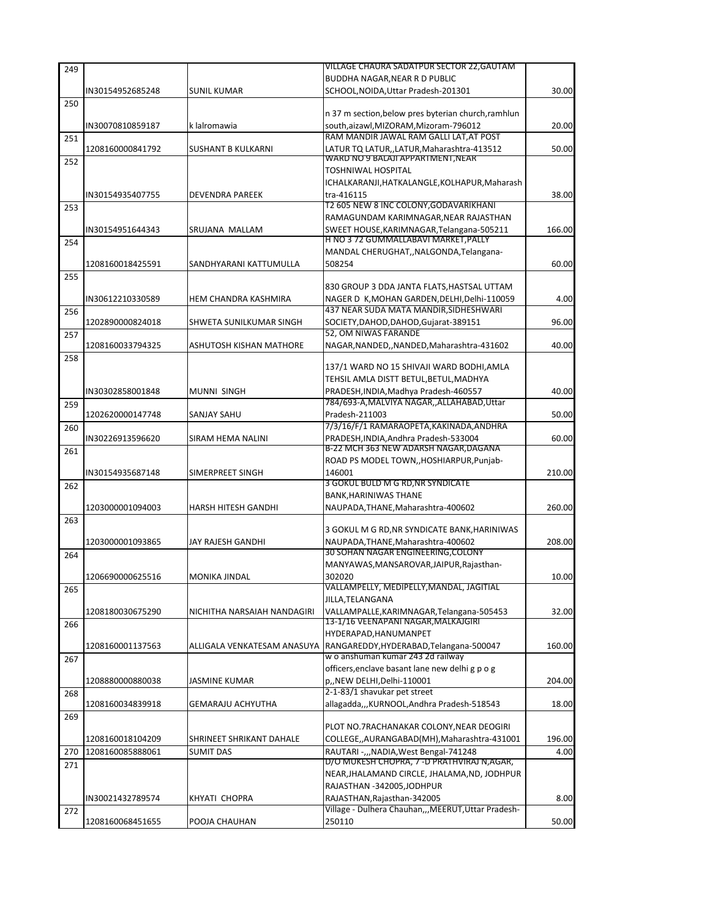| 249 | IN30154952685248 | SUNIL KUMAR | VILLAGE CHAURA SADATPUR SECTOR 22,GAUTAM BUDDHA NAGAR,NEAR R D PUBLIC SCHOOL,NOIDA,Uttar Pradesh-201301 | 30.00 |
|---|---|---|---|---|
| 250 | IN30070810859187 | k lalromawia | n 37 m section,below pres byterian church,ramhlun south,aizawl,MIZORAM,Mizoram-796012 | 20.00 |
| 251 | 1208160000841792 | SUSHANT B KULKARNI | RAM MANDIR JAWAL RAM GALLI LAT,AT POST LATUR TQ LATUR,,LATUR,Maharashtra-413512 | 50.00 |
| 252 | IN30154935407755 | DEVENDRA PAREEK | WARD NO 9 BALAJI APPARTMENT,NEAR TOSHNIWAL HOSPITAL ICHALKARANJI,HATKALANGLE,KOLHAPUR,Maharashtra-416115 | 38.00 |
| 253 | IN30154951644343 | SRUJANA MALLAM | T2 605 NEW 8 INC COLONY,GODAVARIKHANI RAMAGUNDAM KARIMNAGAR,NEAR RAJASTHAN SWEET HOUSE,KARIMNAGAR,Telangana-505211 | 166.00 |
| 254 | 1208160018425591 | SANDHYARANI KATTUMULLA | H NO 3 72 GUMMALLABAVI MARKET,PALLY MANDAL CHERUGHAT,,NALGONDA,Telangana-508254 | 60.00 |
| 255 | IN30612210330589 | HEM CHANDRA KASHMIRA | 830 GROUP 3 DDA JANTA FLATS,HASTSAL UTTAM NAGER D K,MOHAN GARDEN,DELHI,Delhi-110059 | 4.00 |
| 256 | 1202890000824018 | SHWETA SUNILKUMAR SINGH | 437 NEAR SUDA MATA MANDIR,SIDHESHWARI SOCIETY,DAHOD,DAHOD,Gujarat-389151 | 96.00 |
| 257 | 1208160033794325 | ASHUTOSH KISHAN MATHORE | 52, OM NIWAS FARANDE NAGAR,NANDED,,NANDED,Maharashtra-431602 | 40.00 |
| 258 | IN30302858001848 | MUNNI SINGH | 137/1 WARD NO 15 SHIVAJI WARD BODHI,AMLA TEHSIL AMLA DISTT BETUL,BETUL,MADHYA PRADESH,INDIA,Madhya Pradesh-460557 | 40.00 |
| 259 | 1202620000147748 | SANJAY SAHU | 784/693-A,MALVIYA NAGAR,,ALLAHABAD,Uttar Pradesh-211003 | 50.00 |
| 260 | IN30226913596620 | SIRAM HEMA NALINI | 7/3/16/F/1 RAMARAOPETA,KAKINADA,ANDHRA PRADESH,INDIA,Andhra Pradesh-533004 | 60.00 |
| 261 | IN30154935687148 | SIMERPREET SINGH | B-22 MCH 363 NEW ADARSH NAGAR,DAGANA ROAD PS MODEL TOWN,,HOSHIARPUR,Punjab-146001 | 210.00 |
| 262 | 1203000001094003 | HARSH HITESH GANDHI | 3 GOKUL BULD M G RD,NR SYNDICATE BANK,HARINIWAS THANE NAUPADA,THANE,Maharashtra-400602 | 260.00 |
| 263 | 1203000001093865 | JAY RAJESH GANDHI | 3 GOKUL M G RD,NR SYNDICATE BANK,HARINIWAS NAUPADA,THANE,Maharashtra-400602 | 208.00 |
| 264 | 1206690000625516 | MONIKA JINDAL | 30 SOHAN NAGAR ENGINEERING,COLONY MANYAWAS,MANSAROVAR,JAIPUR,Rajasthan-302020 | 10.00 |
| 265 | 1208180030675290 | NICHITHA NARSAIAH NANDAGIRI | VALLAMPELLY, MEDIPELLY,MANDAL, JAGITIAL JILLA,TELANGANA VALLAMPALLE,KARIMNAGAR,Telangana-505453 | 32.00 |
| 266 | 1208160001137563 | ALLIGALA VENKATESAM ANASUYA | 13-1/16 VEENAPANI NAGAR,MALKAJGIRI HYDERAPAD,HANUMANPET RANGAREDDY,HYDERABAD,Telangana-500047 | 160.00 |
| 267 | 1208880000880038 | JASMINE KUMAR | w o anshuman kumar 243 2d railway officers,enclave basant lane new delhi g p o g p,,NEW DELHI,Delhi-110001 | 204.00 |
| 268 | 1208160034839918 | GEMARAJU ACHYUTHA | 2-1-83/1 shavukar pet street allagadda,,,KURNOOL,Andhra Pradesh-518543 | 18.00 |
| 269 | 1208160018104209 | SHRINEET SHRIKANT DAHALE | PLOT NO.7RACHANAKAR COLONY,NEAR DEOGIRI COLLEGE,,AURANGABAD(MH),Maharashtra-431001 | 196.00 |
| 270 | 1208160085888061 | SUMIT DAS | RAUTARI -,,,NADIA,West Bengal-741248 | 4.00 |
| 271 | IN30021432789574 | KHYATI CHOPRA | D/O MUKESH CHOPRA, 7 -D PRATHVIRAJ N,AGAR, NEAR,JHALAMAND CIRCLE, JHALAMA,ND, JODHPUR RAJASTHAN -342005,JODHPUR RAJASTHAN,Rajasthan-342005 | 8.00 |
| 272 | 1208160068451655 | POOJA CHAUHAN | Village - Dulhera Chauhan,,,MEERUT,Uttar Pradesh-250110 | 50.00 |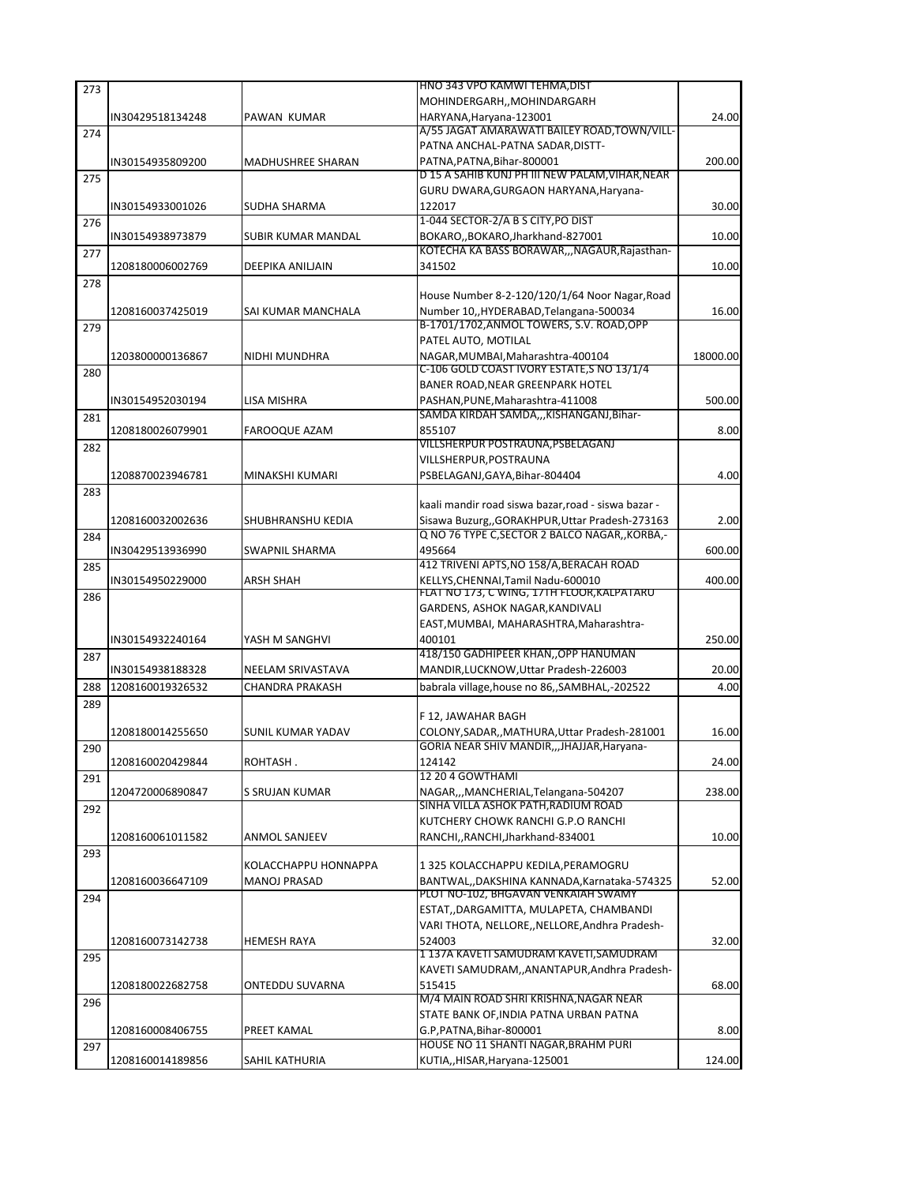| | | | | |
|---|---|---|---|---|
| 273 | IN30429518134248 | PAWAN KUMAR | HNO 343 VPO KAMWI TEHMA,DIST MOHINDERGARH,,MOHINDARGARH HARYANA,Haryana-123001 | 24.00 |
| 274 | IN30154935809200 | MADHUSHREE SHARAN | A/55 JAGAT AMARAWATI BAILEY ROAD,TOWN/VILL-PATNA ANCHAL-PATNA SADAR,DISTT-PATNA,PATNA,Bihar-800001 | 200.00 |
| 275 | IN30154933001026 | SUDHA SHARMA | D 15 A SAHIB KUNJ PH III NEW PALAM,VIHAR,NEAR GURU DWARA,GURGAON HARYANA,Haryana-122017 | 30.00 |
| 276 | IN30154938973879 | SUBIR KUMAR MANDAL | 1-044 SECTOR-2/A B S CITY,PO DIST BOKARO,,BOKARO,Jharkhand-827001 | 10.00 |
| 277 | 1208180006002769 | DEEPIKA ANILJAIN | KOTECHA KA BASS BORAWAR,,,NAGAUR,Rajasthan-341502 | 10.00 |
| 278 | 1208160037425019 | SAI KUMAR MANCHALA | House Number 8-2-120/120/1/64 Noor Nagar,Road Number 10,,HYDERABAD,Telangana-500034 | 16.00 |
| 279 | 1203800000136867 | NIDHI MUNDHRA | B-1701/1702,ANMOL TOWERS, S.V. ROAD,OPP PATEL AUTO, MOTILAL NAGAR,MUMBAI,Maharashtra-400104 | 18000.00 |
| 280 | IN30154952030194 | LISA MISHRA | C-106 GOLD COAST IVORY ESTATE,S NO 13/1/4 BANER ROAD,NEAR GREENPARK HOTEL PASHAN,PUNE,Maharashtra-411008 | 500.00 |
| 281 | 1208180026079901 | FAROOQUE AZAM | SAMDA KIRDAH SAMDA,,,KISHANGANJ,Bihar-855107 | 8.00 |
| 282 | 1208870023946781 | MINAKSHI KUMARI | VILLSHERPUR POSTRAUNA,PSBELAGANJ VILLSHERPUR,POSTRAUNA PSBELAGANJ,GAYA,Bihar-804404 | 4.00 |
| 283 | 1208160032002636 | SHUBHRANSHU KEDIA | kaali mandir road siswa bazar,road - siswa bazar - Sisawa Buzurg,,GORAKHPUR,Uttar Pradesh-273163 | 2.00 |
| 284 | IN30429513936990 | SWAPNIL SHARMA | Q NO 76 TYPE C,SECTOR 2 BALCO NAGAR,,KORBA,-495664 | 600.00 |
| 285 | IN30154950229000 | ARSH SHAH | 412 TRIVENI APTS,NO 158/A,BERACAH ROAD KELLYS,CHENNAI,Tamil Nadu-600010 | 400.00 |
| 286 | IN30154932240164 | YASH M SANGHVI | FLAT NO 173, C WING, 17TH FLOOR,KALPATARU GARDENS, ASHOK NAGAR,KANDIVALI EAST,MUMBAI, MAHARASHTRA,Maharashtra-400101 | 250.00 |
| 287 | IN30154938188328 | NEELAM SRIVASTAVA | 418/150 GADHIPEER KHAN,,OPP HANUMAN MANDIR,LUCKNOW,Uttar Pradesh-226003 | 20.00 |
| 288 | 1208160019326532 | CHANDRA PRAKASH | babrala village,house no 86,,SAMBHAL,-202522 | 4.00 |
| 289 | 1208180014255650 | SUNIL KUMAR YADAV | F 12, JAWAHAR BAGH COLONY,SADAR,,MATHURA,Uttar Pradesh-281001 | 16.00 |
| 290 | 1208160020429844 | ROHTASH . | GORIA NEAR SHIV MANDIR,,,JHAJJAR,Haryana-124142 | 24.00 |
| 291 | 1204720006890847 | S SRUJAN KUMAR | 12 20 4 GOWTHAMI NAGAR,,,MANCHERIAL,Telangana-504207 | 238.00 |
| 292 | 1208160061011582 | ANMOL SANJEEV | SINHA VILLA ASHOK PATH,RADIUM ROAD KUTCHERY CHOWK RANCHI G.P.O RANCHI RANCHI,,RANCHI,Jharkhand-834001 | 10.00 |
| 293 | 1208160036647109 | KOLACCHAPPU HONNAPPA MANOJ PRASAD | 1 325 KOLACCHAPPU KEDILA,PERAMOGRU BANTWAL,,DAKSHINA KANNADA,Karnataka-574325 | 52.00 |
| 294 | 1208160073142738 | HEMESH RAYA | PLOT NO-102, BHGAVAN VENKAIAH SWAMY ESTAT,,DARGAMITTA, MULAPETA, CHAMBANDI VARI THOTA, NELLORE,,NELLORE,Andhra Pradesh-524003 | 32.00 |
| 295 | 1208180022682758 | ONTEDDU SUVARNA | 1 137A KAVETI SAMUDRAM KAVETI,SAMUDRAM KAVETI SAMUDRAM,,ANANTAPUR,Andhra Pradesh-515415 | 68.00 |
| 296 | 1208160008406755 | PREET KAMAL | M/4 MAIN ROAD SHRI KRISHNA,NAGAR NEAR STATE BANK OF,INDIA PATNA URBAN PATNA G.P,PATNA,Bihar-800001 | 8.00 |
| 297 | 1208160014189856 | SAHIL KATHURIA | HOUSE NO 11 SHANTI NAGAR,BRAHM PURI KUTIA,,HISAR,Haryana-125001 | 124.00 |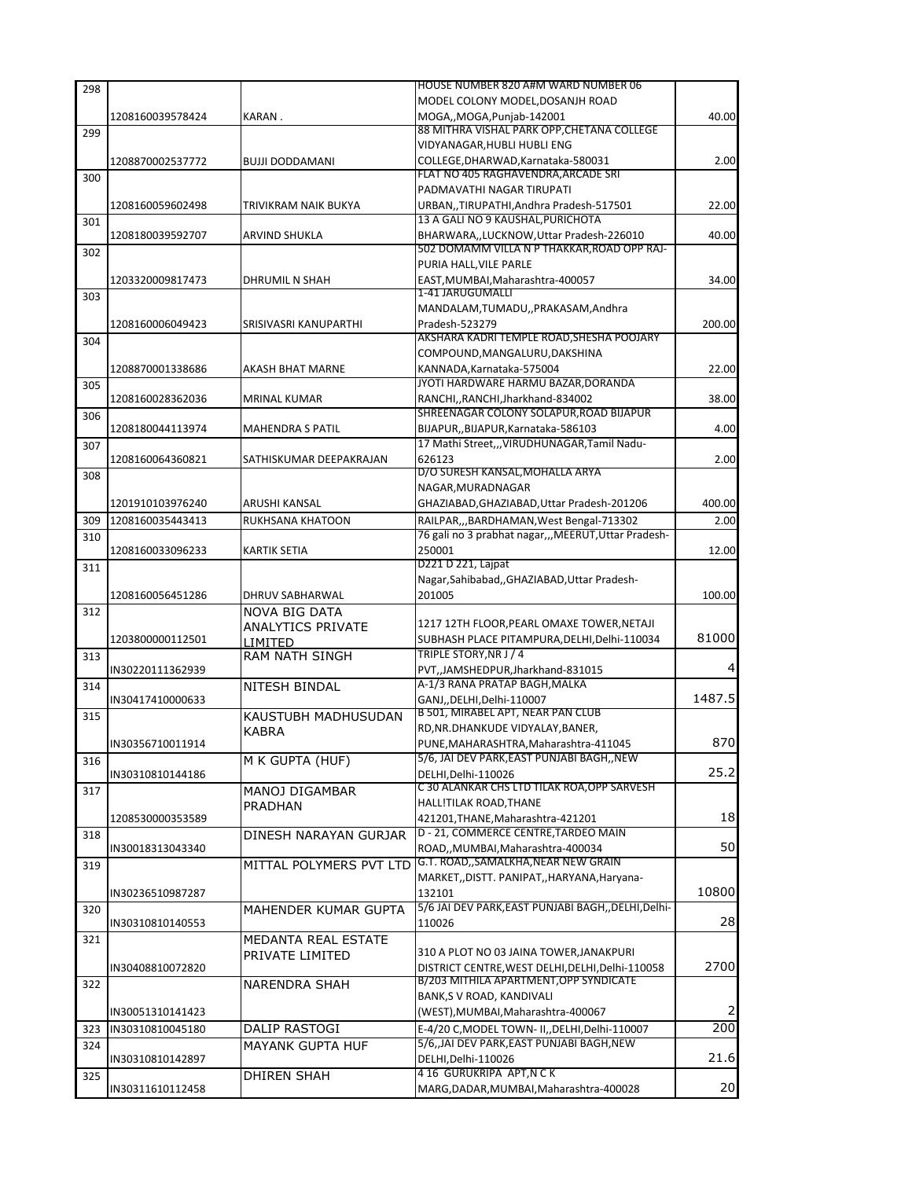| | | | | |
|---|---|---|---|---|
| 298 | 1208160039578424 | KARAN . | HOUSE NUMBER 820 A#M WARD NUMBER 06 MODEL COLONY MODEL,DOSANJH ROAD MOGA,,MOGA,Punjab-142001 | 40.00 |
| 299 | 1208870002537772 | BUJJI DODDAMANI | 88 MITHRA VISHAL PARK OPP,CHETANA COLLEGE VIDYANAGAR,HUBLI HUBLI ENG COLLEGE,DHARWAD,Karnataka-580031 | 2.00 |
| 300 | 1208160059602498 | TRIVIKRAM NAIK BUKYA | FLAT NO 405 RAGHAVENDRA,ARCADE SRI PADMAVATHI NAGAR TIRUPATI URBAN,,TIRUPATHI,Andhra Pradesh-517501 | 22.00 |
| 301 | 1208180039592707 | ARVIND SHUKLA | 13 A GALI NO 9 KAUSHAL,PURICHOTA BHARWARA,,LUCKNOW,Uttar Pradesh-226010 | 40.00 |
| 302 | 1203320009817473 | DHRUMIL N SHAH | 502 DOMAMM VILLA N P THAKKAR,ROAD OPP RAJ-PURIA HALL,VILE PARLE EAST,MUMBAI,Maharashtra-400057 | 34.00 |
| 303 | 1208160006049423 | SRISIVASRI KANUPARTHI | 1-41 JARUGUMALLI MANDALAM,TUMADU,,PRAKASAM,Andhra Pradesh-523279 | 200.00 |
| 304 | 1208870001338686 | AKASH BHAT MARNE | AKSHARA KADRI TEMPLE ROAD,SHESHA POOJARY COMPOUND,MANGALURU,DAKSHINA KANNADA,Karnataka-575004 | 22.00 |
| 305 | 1208160028362036 | MRINAL KUMAR | JYOTI HARDWARE HARMU BAZAR,DORANDA RANCHI,,RANCHI,Jharkhand-834002 | 38.00 |
| 306 | 1208180044113974 | MAHENDRA S PATIL | SHREENAGAR COLONY SOLAPUR,ROAD BIJAPUR BIJAPUR,,BIJAPUR,Karnataka-586103 | 4.00 |
| 307 | 1208160064360821 | SATHISKUMAR DEEPAKRAJAN | 17 Mathi Street,,,VIRUDHUNAGAR,Tamil Nadu-626123 | 2.00 |
| 308 | 1201910103976240 | ARUSHI KANSAL | D/O SURESH KANSAL,MOHALLA ARYA NAGAR,MURADNAGAR GHAZIABAD,GHAZIABAD,Uttar Pradesh-201206 | 400.00 |
| 309 | 1208160035443413 | RUKHSANA KHATOON | RAILPAR,,,BARDHAMAN,West Bengal-713302 | 2.00 |
| 310 | 1208160033096233 | KARTIK SETIA | 76 gali no 3 prabhat nagar,,,MEERUT,Uttar Pradesh-250001 | 12.00 |
| 311 | 1208160056451286 | DHRUV SABHARWAL | D221 D 221, Lajpat Nagar,Sahibabad,,GHAZIABAD,Uttar Pradesh-201005 | 100.00 |
| 312 | 1203800000112501 | NOVA BIG DATA ANALYTICS PRIVATE LIMITED | 1217 12TH FLOOR,PEARL OMAXE TOWER,NETAJI SUBHASH PLACE PITAMPURA,DELHI,Delhi-110034 | 81000 |
| 313 | IN30220111362939 | RAM NATH SINGH | TRIPLE STORY,NR J / 4 PVT,,JAMSHEDPUR,Jharkhand-831015 | 4 |
| 314 | IN30417410000633 | NITESH BINDAL | A-1/3 RANA PRATAP BAGH,MALKA GANJ,,DELHI,Delhi-110007 | 1487.5 |
| 315 | IN30356710011914 | KAUSTUBH MADHUSUDAN KABRA | B 501, MIRABEL APT, NEAR PAN CLUB RD,NR.DHANKUDE VIDYALAY,BANER, PUNE,MAHARASHTRA,Maharashtra-411045 | 870 |
| 316 | IN30310810144186 | M K GUPTA (HUF) | 5/6, JAI DEV PARK,EAST PUNJABI BAGH,,NEW DELHI,Delhi-110026 | 25.2 |
| 317 | 1208530000353589 | MANOJ DIGAMBAR PRADHAN | C 30 ALANKAR CHS LTD TILAK ROA,OPP SARVESH HALL!TILAK ROAD,THANE 421201,THANE,Maharashtra-421201 | 18 |
| 318 | IN30018313043340 | DINESH NARAYAN GURJAR | D - 21, COMMERCE CENTRE,TARDEO MAIN ROAD,,MUMBAI,Maharashtra-400034 | 50 |
| 319 | IN30236510987287 | MITTAL POLYMERS PVT LTD | G.T. ROAD,,SAMALKHA,NEAR NEW GRAIN MARKET,,DISTT. PANIPAT,,HARYANA,Haryana-132101 | 10800 |
| 320 | IN30310810140553 | MAHENDER KUMAR GUPTA | 5/6 JAI DEV PARK,EAST PUNJABI BAGH,,DELHI,Delhi-110026 | 28 |
| 321 | IN30408810072820 | MEDANTA REAL ESTATE PRIVATE LIMITED | 310 A PLOT NO 03 JAINA TOWER,JANAKPURI DISTRICT CENTRE,WEST DELHI,DELHI,Delhi-110058 | 2700 |
| 322 | IN30051310141423 | NARENDRA SHAH | B/203 MITHILA APARTMENT,OPP SYNDICATE BANK,S V ROAD, KANDIVALI (WEST),MUMBAI,Maharashtra-400067 | 2 |
| 323 | IN30310810045180 | DALIP RASTOGI | E-4/20 C,MODEL TOWN- II,,DELHI,Delhi-110007 | 200 |
| 324 | IN30310810142897 | MAYANK GUPTA HUF | 5/6,,JAI DEV PARK,EAST PUNJABI BAGH,NEW DELHI,Delhi-110026 | 21.6 |
| 325 | IN30311610112458 | DHIREN SHAH | 4 16 GURUKRIPA APT,N C K MARG,DADAR,MUMBAI,Maharashtra-400028 | 20 |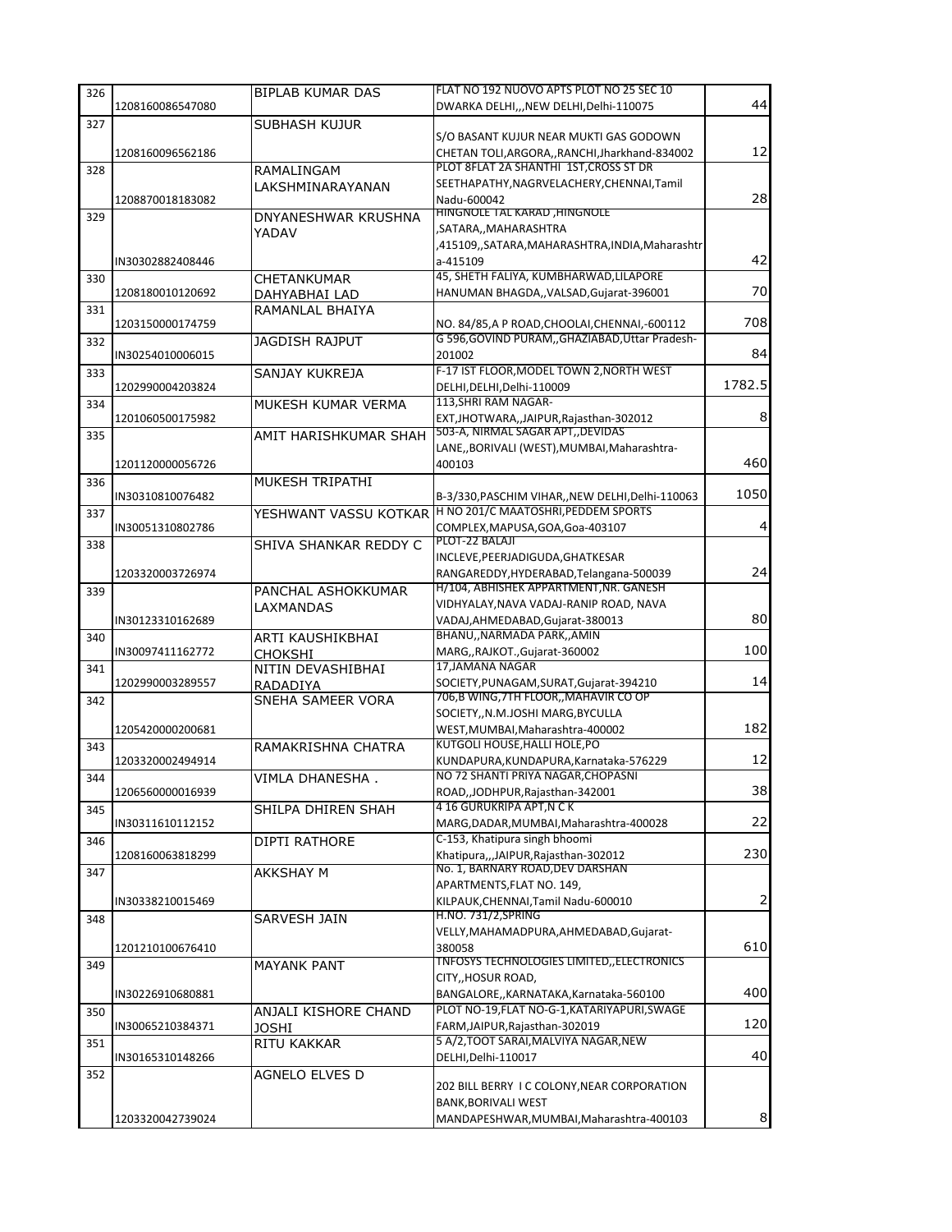| | | | | |
|---|---|---|---|---|
| 326 | 1208160086547080 | BIPLAB KUMAR DAS | FLAT NO 192 NUOVO APTS PLOT NO 25 SEC 10 DWARKA DELHI,,,NEW DELHI,Delhi-110075 | 44 |
| 327 | 1208160096562186 | SUBHASH KUJUR | S/O BASANT KUJUR NEAR MUKTI GAS GODOWN CHETAN TOLI,ARGORA,,RANCHI,Jharkhand-834002 | 12 |
| 328 | 1208870018183082 | RAMALINGAM LAKSHMINARAYANAN | PLOT 8FLAT 2A SHANTHI 1ST,CROSS ST DR SEETHAPATHY,NAGRVELACHERY,CHENNAI,Tamil Nadu-600042 | 28 |
| 329 | IN30302882408446 | DNYANESHWAR KRUSHNA YADAV | HINGNOLE TAL KARAD ,HINGNOLE ,SATARA,,MAHARASHTRA ,415109,,SATARA,MAHARASHTRA,INDIA,Maharashtra-415109 | 42 |
| 330 | 1208180010120692 | CHETANKUMAR DAHYABHAI LAD | 45, SHETH FALIYA, KUMBHARWAD,LILAPORE HANUMAN BHAGDA,,VALSAD,Gujarat-396001 | 70 |
| 331 | 1203150000174759 | RAMANLAL BHAIYA | NO. 84/85,A P ROAD,CHOOLAI,CHENNAI,-600112 | 708 |
| 332 | IN30254010006015 | JAGDISH RAJPUT | G 596,GOVIND PURAM,,GHAZIABAD,Uttar Pradesh-201002 | 84 |
| 333 | 1202990004203824 | SANJAY KUKREJA | F-17 IST FLOOR,MODEL TOWN 2,NORTH WEST DELHI,DELHI,Delhi-110009 | 1782.5 |
| 334 | 1201060500175982 | MUKESH KUMAR VERMA | 113,SHRI RAM NAGAR-EXT,JHOTWARA,,JAIPUR,Rajasthan-302012 | 8 |
| 335 | 1201120000056726 | AMIT HARISHKUMAR SHAH | 503-A, NIRMAL SAGAR APT,,DEVIDAS LANE,,BORIVALI (WEST),MUMBAI,Maharashtra-400103 | 460 |
| 336 | IN30310810076482 | MUKESH TRIPATHI | B-3/330,PASCHIM VIHAR,,NEW DELHI,Delhi-110063 | 1050 |
| 337 | IN30051310802786 | YESHWANT VASSU KOTKAR | H NO 201/C MAATOSHRI,PEDDEM SPORTS COMPLEX,MAPUSA,GOA,Goa-403107 | 4 |
| 338 | 1203320003726974 | SHIVA SHANKAR REDDY C | PLOT-22 BALAJI INCLEVE,PEERJADIGUDA,GHATKESAR RANGAREDDY,HYDERABAD,Telangana-500039 | 24 |
| 339 | IN30123310162689 | PANCHAL ASHOKKUMAR LAXMANDAS | H/104, ABHISHEK APPARTMENT,NR. GANESH VIDHYALAY,NAVA VADAJ-RANIP ROAD, NAVA VADAJ,AHMEDABAD,Gujarat-380013 | 80 |
| 340 | IN30097411162772 | ARTI KAUSHIKBHAI CHOKSHI | BHANU,,NARMADA PARK,,AMIN MARG,,RAJKOT.,Gujarat-360002 | 100 |
| 341 | 1202990003289557 | NITIN DEVASHIBHAI RADADIYA | 17,JAMANA NAGAR SOCIETY,PUNAGAM,SURAT,Gujarat-394210 | 14 |
| 342 | 1205420000200681 | SNEHA SAMEER VORA | 706,B WING,7TH FLOOR,,MAHAVIR CO OP SOCIETY,,N.M.JOSHI MARG,BYCULLA WEST,MUMBAI,Maharashtra-400002 | 182 |
| 343 | 1203320002494914 | RAMAKRISHNA CHATRA | KUTGOLI HOUSE,HALLI HOLE,PO KUNDAPURA,KUNDAPURA,Karnataka-576229 | 12 |
| 344 | 1206560000016939 | VIMLA DHANESHA . | NO 72 SHANTI PRIYA NAGAR,CHOPASNI ROAD,,JODHPUR,Rajasthan-342001 | 38 |
| 345 | IN30311610112152 | SHILPA DHIREN SHAH | 4 16 GURUKRIPA APT,N C K MARG,DADAR,MUMBAI,Maharashtra-400028 | 22 |
| 346 | 1208160063818299 | DIPTI RATHORE | C-153, Khatipura singh bhoomi Khatipura,,,JAIPUR,Rajasthan-302012 | 230 |
| 347 | IN30338210015469 | AKKSHAY M | No. 1, BARNARY ROAD,DEV DARSHAN APARTMENTS,FLAT NO. 149, KILPAUK,CHENNAI,Tamil Nadu-600010 | 2 |
| 348 | 1201210100676410 | SARVESH JAIN | H.NO. 731/2,SPRING VELLY,MAHAMADPURA,AHMEDABAD,Gujarat-380058 | 610 |
| 349 | IN30226910680881 | MAYANK PANT | INFOSYS TECHNOLOGIES LIMITED,,ELECTRONICS CITY,,HOSUR ROAD, BANGALORE,,KARNATAKA,Karnataka-560100 | 400 |
| 350 | IN30065210384371 | ANJALI KISHORE CHAND JOSHI | PLOT NO-19,FLAT NO-G-1,KATARIYAPURI,SWAGE FARM,JAIPUR,Rajasthan-302019 | 120 |
| 351 | IN30165310148266 | RITU KAKKAR | 5 A/2,TOOT SARAI,MALVIYA NAGAR,NEW DELHI,Delhi-110017 | 40 |
| 352 | 1203320042739024 | AGNELO ELVES D | 202 BILL BERRY I C COLONY,NEAR CORPORATION BANK,BORIVALI WEST MANDAPESHWAR,MUMBAI,Maharashtra-400103 | 8 |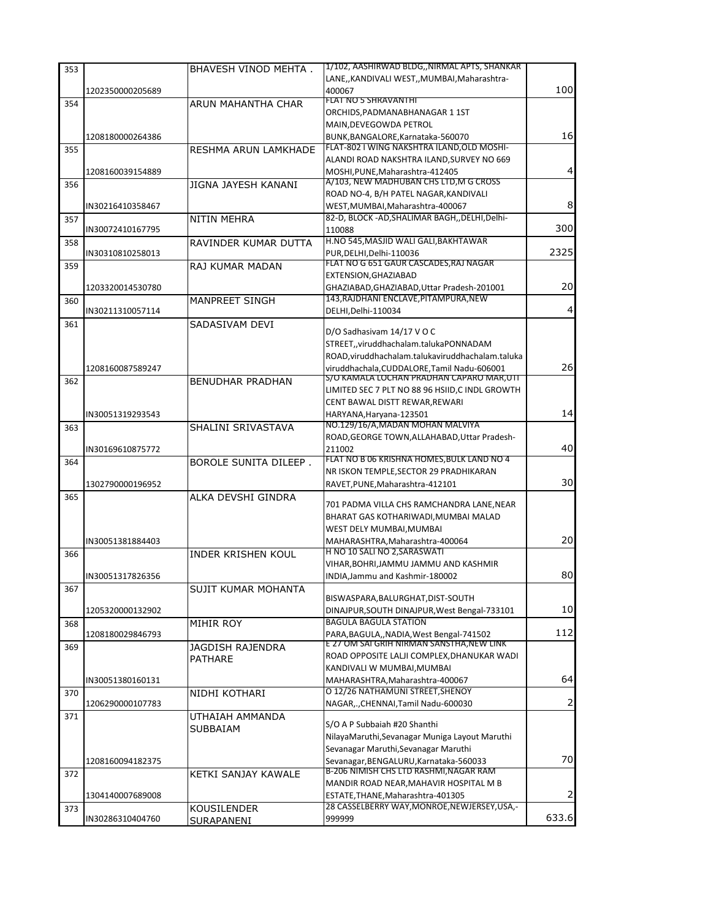| | | | | |
|---|---|---|---|---|
| 353 | 1202350000205689 | BHAVESH VINOD MEHTA . | 1/102, AASHIRWAD BLDG,,NIRMAL APTS, SHANKAR LANE,,KANDIVALI WEST,,MUMBAI,Maharashtra-400067 | 100 |
| 354 | 1208180000264386 | ARUN MAHANTHA CHAR | FLAT NO 5 SHRAVANTHI ORCHIDS,PADMANABHANAGAR 1 1ST MAIN,DEVEGOWDA PETROL BUNK,BANGALORE,Karnataka-560070 | 16 |
| 355 | 1208160039154889 | RESHMA ARUN LAMKHADE | FLAT-802 I WING NAKSHTRA ILAND,OLD MOSHI-ALANDI ROAD NAKSHTRA ILAND,SURVEY NO 669 MOSHI,PUNE,Maharashtra-412405 | 4 |
| 356 | IN30216410358467 | JIGNA JAYESH KANANI | A/103, NEW MADHUBAN CHS LTD,M G CROSS ROAD NO-4, B/H PATEL NAGAR,KANDIVALI WEST,MUMBAI,Maharashtra-400067 | 8 |
| 357 | IN30072410167795 | NITIN MEHRA | 82-D, BLOCK -AD,SHALIMAR BAGH,,DELHI,Delhi-110088 | 300 |
| 358 | IN30310810258013 | RAVINDER KUMAR DUTTA | H.NO 545,MASJID WALI GALI,BAKHTAWAR PUR,DELHI,Delhi-110036 | 2325 |
| 359 | 1203320014530780 | RAJ KUMAR MADAN | FLAT NO G 651 GAUR CASCADES,RAJ NAGAR EXTENSION,GHAZIABAD GHAZIABAD,GHAZIABAD,Uttar Pradesh-201001 | 20 |
| 360 | IN30211310057114 | MANPREET SINGH | 143,RAJDHANI ENCLAVE,PITAMPURA,NEW DELHI,Delhi-110034 | 4 |
| 361 | 1208160087589247 | SADASIVAM DEVI | D/O Sadhasivam 14/17 V O C STREET,,viruddhachalam.talukaPONNADAM ROAD,viruddhachalam.talukaviruddhachalam.taluka viruddhachala,CUDDALORE,Tamil Nadu-606001 | 26 |
| 362 | IN30051319293543 | BENUDHAR PRADHAN | S/O KAMALA LOCHAN PRADHAN CAPARO MAR,UTI LIMITED SEC 7 PLT NO 88 96 HSIID,C INDL GROWTH CENT BAWAL DISTT REWAR,REWARI HARYANA,Haryana-123501 | 14 |
| 363 | IN30169610875772 | SHALINI SRIVASTAVA | NO.129/16/A,MADAN MOHAN MALVIYA ROAD,GEORGE TOWN,ALLAHABAD,Uttar Pradesh-211002 | 40 |
| 364 | 1302790000196952 | BOROLE SUNITA DILEEP . | FLAT NO B 06 KRISHNA HOMES,BULK LAND NO 4 NR ISKON TEMPLE,SECTOR 29 PRADHIKARAN RAVET,PUNE,Maharashtra-412101 | 30 |
| 365 | IN30051381884403 | ALKA DEVSHI GINDRA | 701 PADMA VILLA CHS RAMCHANDRA LANE,NEAR BHARAT GAS KOTHARIWADI,MUMBAI MALAD WEST DELY MUMBAI,MUMBAI MAHARASHTRA,Maharashtra-400064 | 20 |
| 366 | IN30051317826356 | INDER KRISHEN KOUL | H NO 10 SALI NO 2,SARASWATI VIHAR,BOHRI,JAMMU JAMMU AND KASHMIR INDIA,Jammu and Kashmir-180002 | 80 |
| 367 | 1205320000132902 | SUJIT KUMAR MOHANTA | BISWASPARA,BALURGHAT,DIST-SOUTH DINAJPUR,SOUTH DINAJPUR,West Bengal-733101 | 10 |
| 368 | 1208180029846793 | MIHIR ROY | BAGULA BAGULA STATION PARA,BAGULA,,NADIA,West Bengal-741502 | 112 |
| 369 | IN30051380160131 | JAGDISH RAJENDRA PATHARE | E 27 OM SAI GRIH NIRMAN SANSTHA,NEW LINK ROAD OPPOSITE LALJI COMPLEX,DHANUKAR WADI KANDIVALI W MUMBAI,MUMBAI MAHARASHTRA,Maharashtra-400067 | 64 |
| 370 | 1206290000107783 | NIDHI KOTHARI | O 12/26 NATHAMUNI STREET,SHENOY NAGAR,.,CHENNAI,Tamil Nadu-600030 | 2 |
| 371 | 1208160094182375 | UTHAIAH AMMANDA SUBBAIAM | S/O A P Subbaiah #20 Shanthi NilayaMaruthi,Sevanagar Muniga Layout Maruthi Sevanagar Maruthi,Sevanagar Maruthi Sevanagar,BENGALURU,Karnataka-560033 | 70 |
| 372 | 1304140007689008 | KETKI SANJAY KAWALE | B-206 NIMISH CHS LTD RASHMI,NAGAR RAM MANDIR ROAD NEAR,MAHAVIR HOSPITAL M B ESTATE,THANE,Maharashtra-401305 | 2 |
| 373 | IN30286310404760 | KOUSILENDER SURAPANENI | 28 CASSELBERRY WAY,MONROE,NEWJERSEY,USA,-999999 | 633.6 |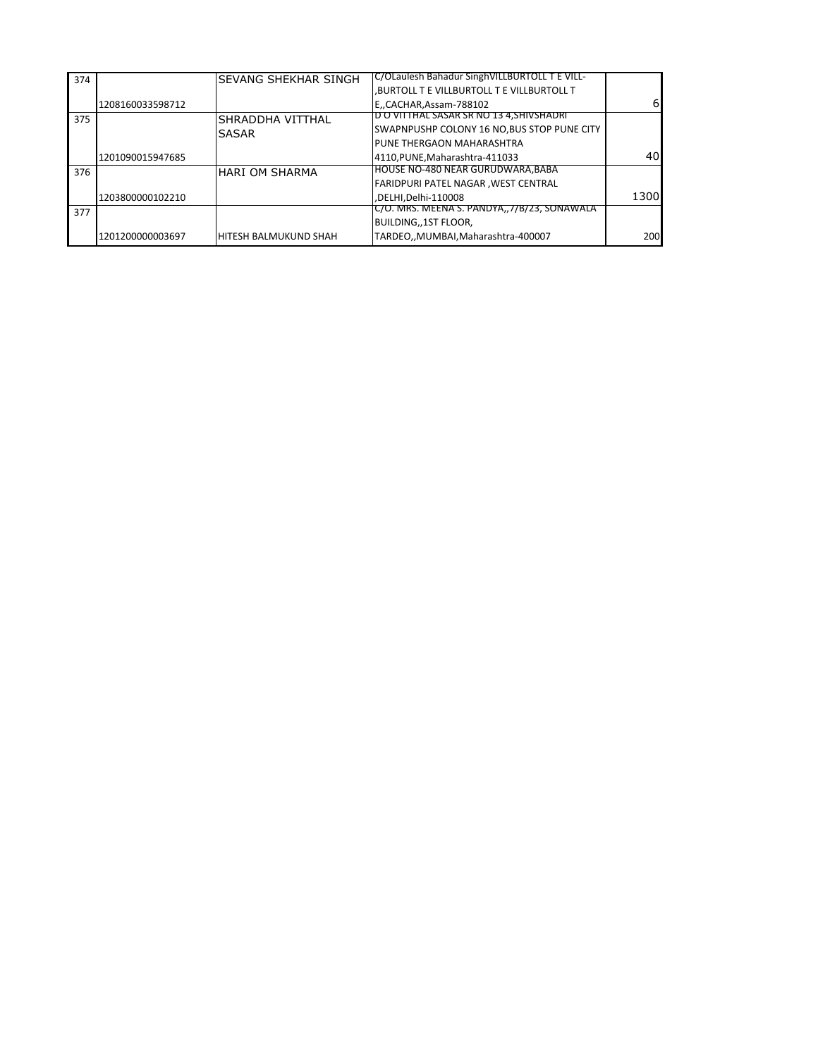| | | | | |
|---|---|---|---|---|
| 374 | 1208160033598712 | SEVANG SHEKHAR SINGH | C/OLaulesh Bahadur SinghVILLBURTOLL T E VILL-,BURTOLL T E VILLBURTOLL T E VILLBURTOLL T E,,CACHAR,Assam-788102 | 6 |
| 375 | 1201090015947685 | SHRADDHA VITTHAL SASAR | D O VITTHAL SASAR SR NO 13 4,SHIVSHADRI SWAPNPUSHP COLONY 16 NO,BUS STOP PUNE CITY PUNE THERGAON MAHARASHTRA 4110,PUNE,Maharashtra-411033 | 40 |
| 376 | 1203800000102210 | HARI OM SHARMA | HOUSE NO-480 NEAR GURUDWARA,BABA FARIDPURI PATEL NAGAR ,WEST CENTRAL ,DELHI,Delhi-110008 | 1300 |
| 377 | 1201200000003697 | HITESH BALMUKUND SHAH | C/O. MRS. MEENA S. PANDYA,,7/B/23, SONAWALA BUILDING,,1ST FLOOR, TARDEO,,MUMBAI,Maharashtra-400007 | 200 |